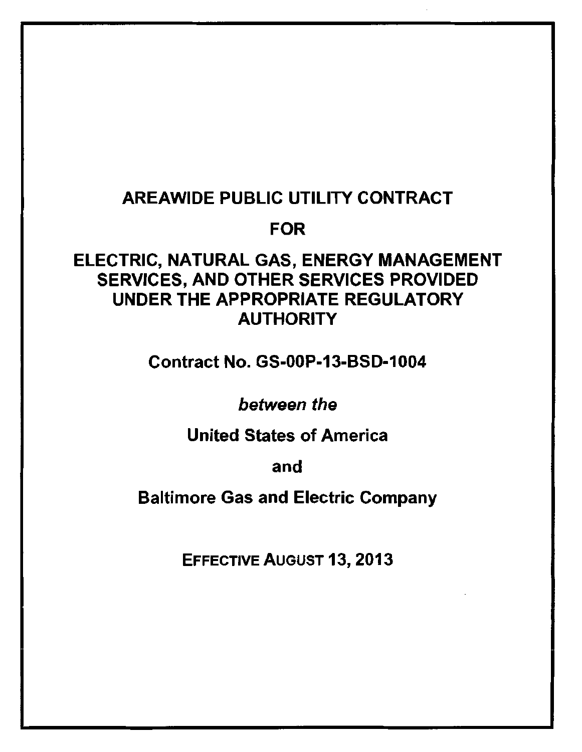# AREAWIDE PUBLIC UTILITY CONTRACT

## FOR

## ELECTRIC, NATURAL GAS, ENERGY MANAGEMENT SERVICES, AND OTHER SERVICES PROVIDED UNDER THE APPROPRIATE REGULATORY AUTHORITY

**Contract No. GS-00P-13-BSD-1004**

***between the***

**United States of America**

**and**

**Baltimore Gas and Electric Company**

**EFFECTIVE AUGUST 13, 2013**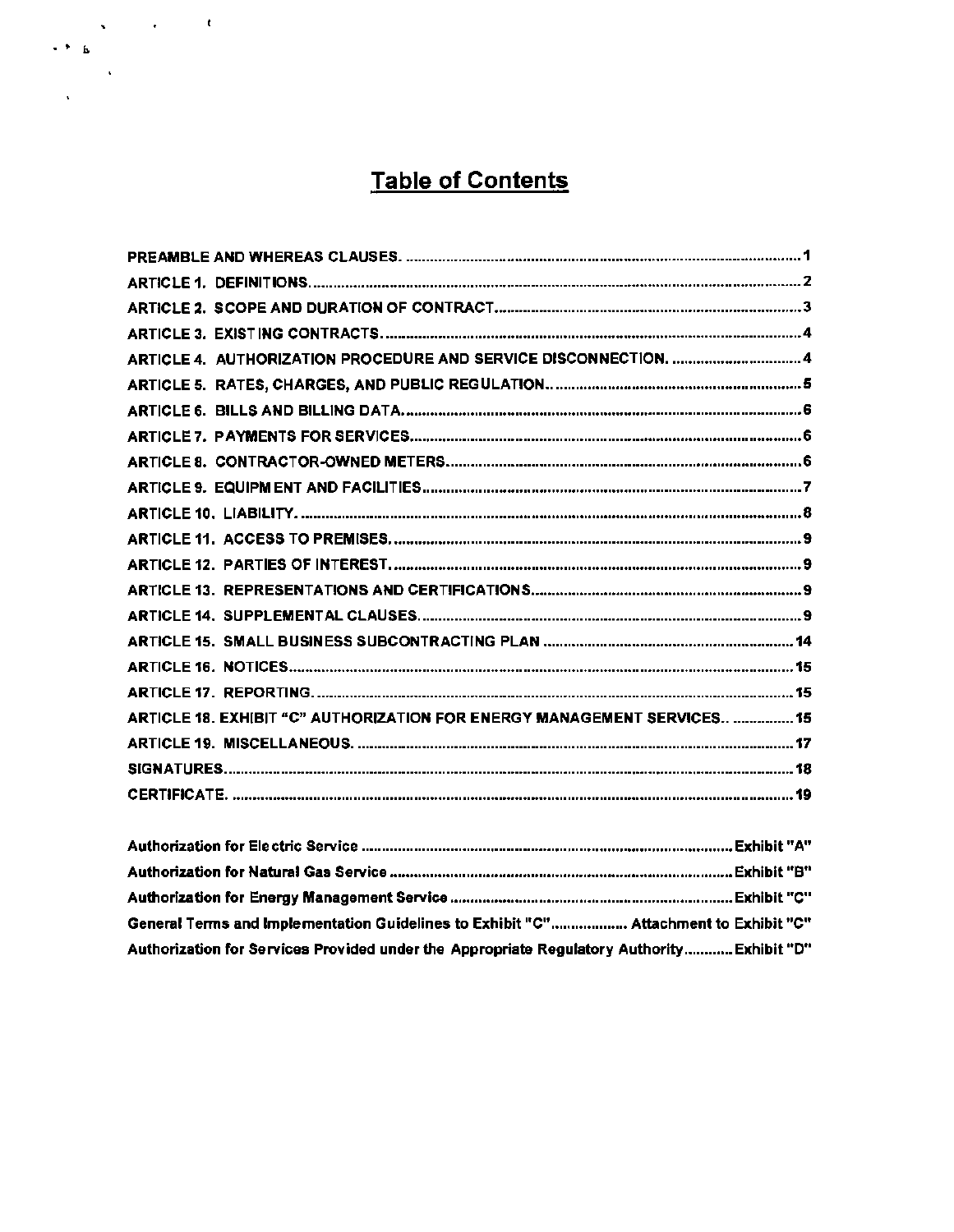# Table of Contents

| | |
|---|---|
| PREAMBLE AND WHEREAS CLAUSES. | 1 |
| ARTICLE 1. DEFINITIONS. | 2 |
| ARTICLE 2. SCOPE AND DURATION OF CONTRACT | 3 |
| ARTICLE 3. EXISTING CONTRACTS. | 4 |
| ARTICLE 4. AUTHORIZATION PROCEDURE AND SERVICE DISCONNECTION. | 4 |
| ARTICLE 5. RATES, CHARGES, AND PUBLIC REGULATION. | 5 |
| ARTICLE 6. BILLS AND BILLING DATA. | 6 |
| ARTICLE 7. PAYMENTS FOR SERVICES | 6 |
| ARTICLE 8. CONTRACTOR-OWNED METERS | 6 |
| ARTICLE 9. EQUIPMENT AND FACILITIES | 7 |
| ARTICLE 10. LIABILITY. | 8 |
| ARTICLE 11. ACCESS TO PREMISES. | 9 |
| ARTICLE 12. PARTIES OF INTEREST. | 9 |
| ARTICLE 13. REPRESENTATIONS AND CERTIFICATIONS | 9 |
| ARTICLE 14. SUPPLEMENTAL CLAUSES. | 9 |
| ARTICLE 15. SMALL BUSINESS SUBCONTRACTING PLAN | 14 |
| ARTICLE 16. NOTICES | 15 |
| ARTICLE 17. REPORTING. | 15 |
| ARTICLE 18. EXHIBIT "C" AUTHORIZATION FOR ENERGY MANAGEMENT SERVICES. | 15 |
| ARTICLE 19. MISCELLANEOUS. | 17 |
| SIGNATURES | 18 |
| CERTIFICATE. | 19 |

| | |
|---|---|
| Authorization for Electric Service | Exhibit "A" |
| Authorization for Natural Gas Service | Exhibit "B" |
| Authorization for Energy Management Service | Exhibit "C" |
| General Terms and Implementation Guidelines to Exhibit "C" | Attachment to Exhibit "C" |
| Authorization for Services Provided under the Appropriate Regulatory Authority | Exhibit "D" |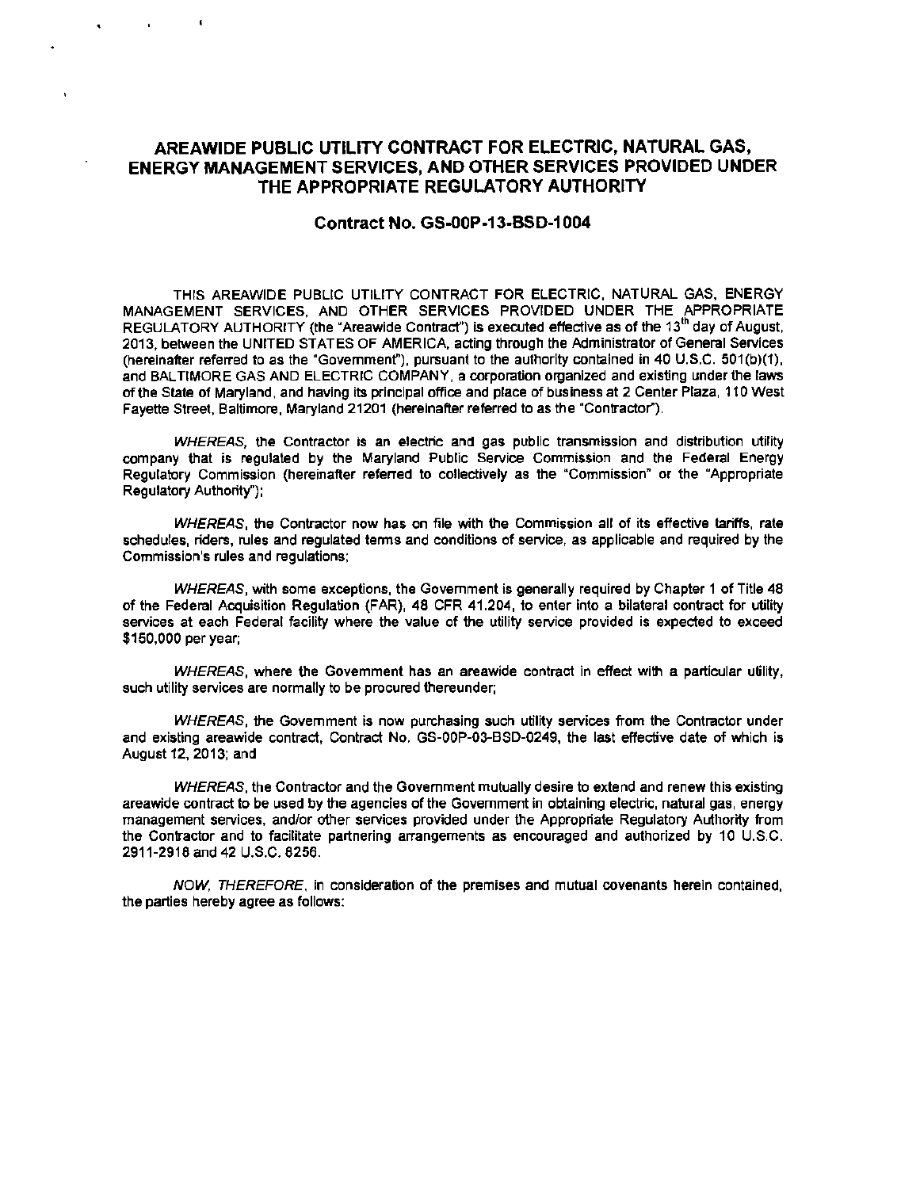# AREAWIDE PUBLIC UTILITY CONTRACT FOR ELECTRIC, NATURAL GAS, ENERGY MANAGEMENT SERVICES, AND OTHER SERVICES PROVIDED UNDER THE APPROPRIATE REGULATORY AUTHORITY

## Contract No. GS-00P-13-BSD-1004

THIS AREAWIDE PUBLIC UTILITY CONTRACT FOR ELECTRIC, NATURAL GAS, ENERGY MANAGEMENT SERVICES, AND OTHER SERVICES PROVIDED UNDER THE APPROPRIATE REGULATORY AUTHORITY (the "Areawide Contract") is executed effective as of the 13th day of August, 2013, between the UNITED STATES OF AMERICA, acting through the Administrator of General Services (hereinafter referred to as the "Government"), pursuant to the authority contained in 40 U.S.C. 501(b)(1), and BALTIMORE GAS AND ELECTRIC COMPANY, a corporation organized and existing under the laws of the State of Maryland, and having its principal office and place of business at 2 Center Plaza, 110 West Fayette Street, Baltimore, Maryland 21201 (hereinafter referred to as the "Contractor").

*WHEREAS*, the Contractor is an electric and gas public transmission and distribution utility company that is regulated by the Maryland Public Service Commission and the Federal Energy Regulatory Commission (hereinafter referred to collectively as the "Commission" or the "Appropriate Regulatory Authority");

*WHEREAS*, the Contractor now has on file with the Commission all of its effective tariffs, rate schedules, riders, rules and regulated terms and conditions of service, as applicable and required by the Commission's rules and regulations;

*WHEREAS*, with some exceptions, the Government is generally required by Chapter 1 of Title 48 of the Federal Acquisition Regulation (FAR), 48 CFR 41.204, to enter into a bilateral contract for utility services at each Federal facility where the value of the utility service provided is expected to exceed $150,000 per year;

*WHEREAS*, where the Government has an areawide contract in effect with a particular utility, such utility services are normally to be procured thereunder;

*WHEREAS*, the Government is now purchasing such utility services from the Contractor under and existing areawide contract, Contract No. GS-00P-03-BSD-0249, the last effective date of which is August 12, 2013; and

*WHEREAS*, the Contractor and the Government mutually desire to extend and renew this existing areawide contract to be used by the agencies of the Government in obtaining electric, natural gas, energy management services, and/or other services provided under the Appropriate Regulatory Authority from the Contractor and to facilitate partnering arrangements as encouraged and authorized by 10 U.S.C. 2911-2918 and 42 U.S.C. 8256.

*NOW, THEREFORE*, in consideration of the premises and mutual covenants herein contained, the parties hereby agree as follows: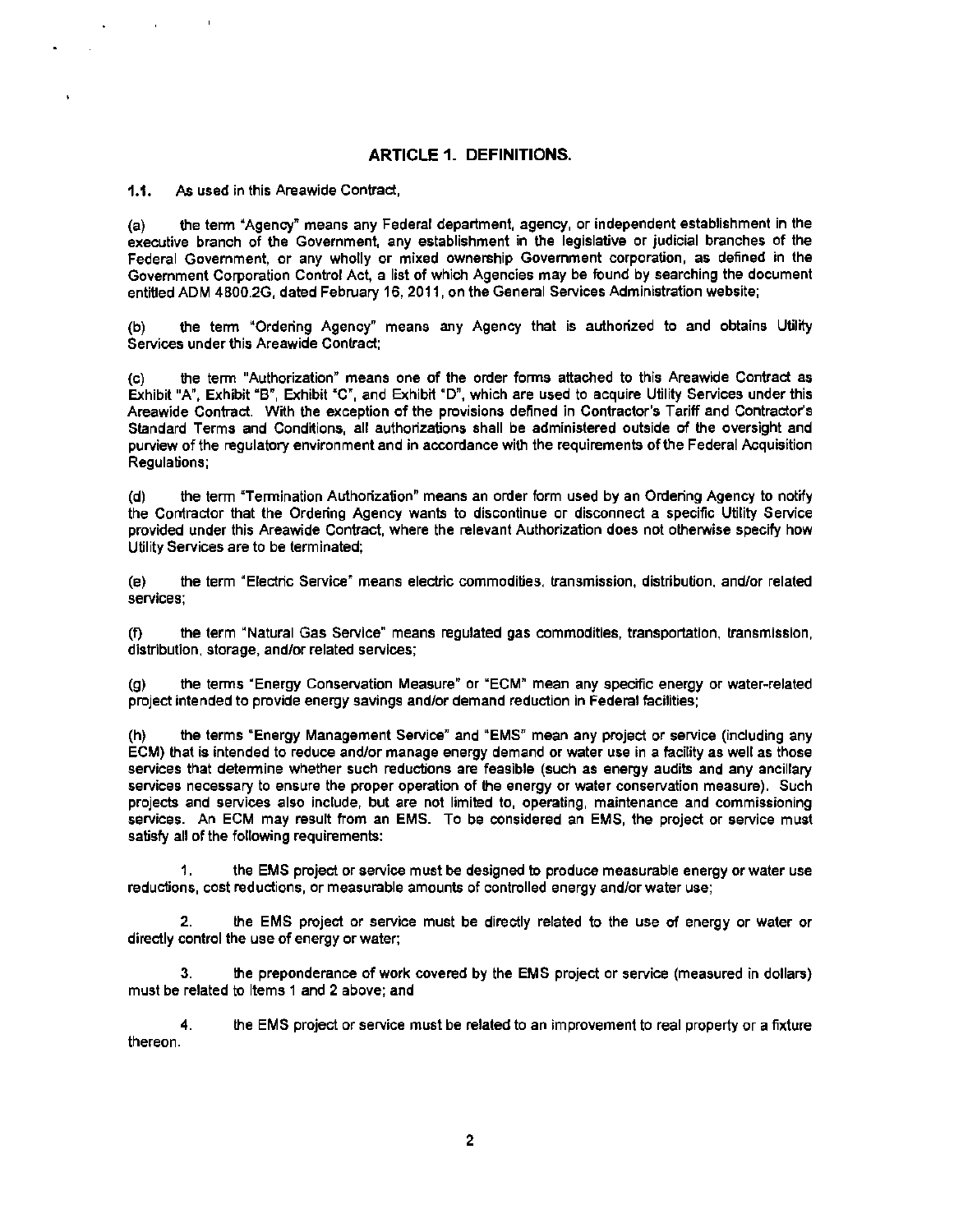## ARTICLE 1. DEFINITIONS.

1.1. As used in this Areawide Contract,

(a) the term "Agency" means any Federal department, agency, or independent establishment in the executive branch of the Government, any establishment in the legislative or judicial branches of the Federal Government, or any wholly or mixed ownership Government corporation, as defined in the Government Corporation Control Act, a list of which Agencies may be found by searching the document entitled ADM 4800.2G, dated February 16, 2011, on the General Services Administration website;

(b) the term "Ordering Agency" means any Agency that is authorized to and obtains Utility Services under this Areawide Contract;

(c) the term "Authorization" means one of the order forms attached to this Areawide Contract as Exhibit "A", Exhibit "B", Exhibit "C", and Exhibit "D", which are used to acquire Utility Services under this Areawide Contract. With the exception of the provisions defined in Contractor's Tariff and Contractor's Standard Terms and Conditions, all authorizations shall be administered outside of the oversight and purview of the regulatory environment and in accordance with the requirements of the Federal Acquisition Regulations;

(d) the term "Termination Authorization" means an order form used by an Ordering Agency to notify the Contractor that the Ordering Agency wants to discontinue or disconnect a specific Utility Service provided under this Areawide Contract, where the relevant Authorization does not otherwise specify how Utility Services are to be terminated;

(e) the term "Electric Service" means electric commodities, transmission, distribution, and/or related services;

(f) the term "Natural Gas Service" means regulated gas commodities, transportation, transmission, distribution, storage, and/or related services;

(g) the terms "Energy Conservation Measure" or "ECM" mean any specific energy or water-related project intended to provide energy savings and/or demand reduction in Federal facilities;

(h) the terms "Energy Management Service" and "EMS" mean any project or service (including any ECM) that is intended to reduce and/or manage energy demand or water use in a facility as well as those services that determine whether such reductions are feasible (such as energy audits and any ancillary services necessary to ensure the proper operation of the energy or water conservation measure). Such projects and services also include, but are not limited to, operating, maintenance and commissioning services. An ECM may result from an EMS. To be considered an EMS, the project or service must satisfy all of the following requirements:

1. the EMS project or service must be designed to produce measurable energy or water use reductions, cost reductions, or measurable amounts of controlled energy and/or water use;

2. the EMS project or service must be directly related to the use of energy or water or directly control the use of energy or water;

3. the preponderance of work covered by the EMS project or service (measured in dollars) must be related to Items 1 and 2 above; and

4. the EMS project or service must be related to an improvement to real property or a fixture thereon.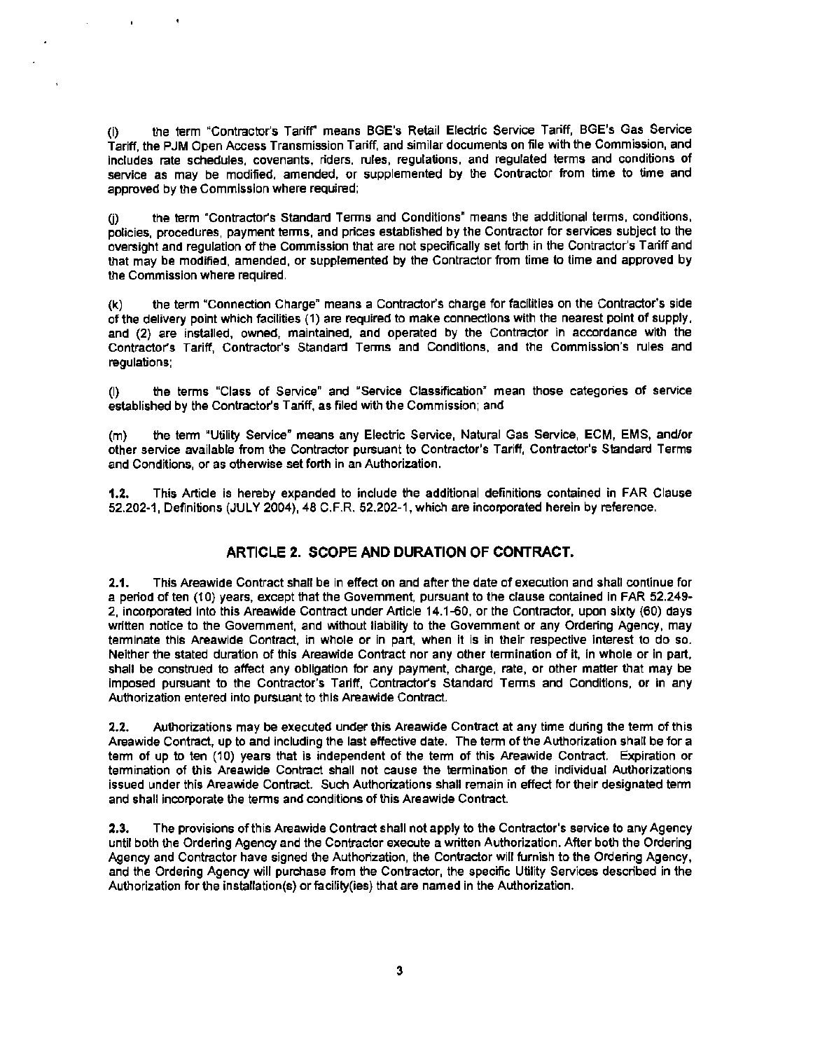(i) the term "Contractor's Tariff" means BGE's Retail Electric Service Tariff, BGE's Gas Service Tariff, the PJM Open Access Transmission Tariff, and similar documents on file with the Commission, and includes rate schedules, covenants, riders, rules, regulations, and regulated terms and conditions of service as may be modified, amended, or supplemented by the Contractor from time to time and approved by the Commission where required;

(j) the term "Contractor's Standard Terms and Conditions" means the additional terms, conditions, policies, procedures, payment terms, and prices established by the Contractor for services subject to the oversight and regulation of the Commission that are not specifically set forth in the Contractor's Tariff and that may be modified, amended, or supplemented by the Contractor from time to time and approved by the Commission where required.

(k) the term "Connection Charge" means a Contractor's charge for facilities on the Contractor's side of the delivery point which facilities (1) are required to make connections with the nearest point of supply, and (2) are installed, owned, maintained, and operated by the Contractor in accordance with the Contractor's Tariff, Contractor's Standard Terms and Conditions, and the Commission's rules and regulations;

(l) the terms "Class of Service" and "Service Classification" mean those categories of service established by the Contractor's Tariff, as filed with the Commission; and

(m) the term "Utility Service" means any Electric Service, Natural Gas Service, ECM, EMS, and/or other service available from the Contractor pursuant to Contractor's Tariff, Contractor's Standard Terms and Conditions, or as otherwise set forth in an Authorization.

**1.2.** This Article is hereby expanded to include the additional definitions contained in FAR Clause 52.202-1, Definitions (JULY 2004), 48 C.F.R. 52.202-1, which are incorporated herein by reference.

## ARTICLE 2. SCOPE AND DURATION OF CONTRACT.

**2.1.** This Areawide Contract shall be in effect on and after the date of execution and shall continue for a period of ten (10) years, except that the Government, pursuant to the clause contained in FAR 52.249-2, incorporated into this Areawide Contract under Article 14.1-60, or the Contractor, upon sixty (60) days written notice to the Government, and without liability to the Government or any Ordering Agency, may terminate this Areawide Contract, in whole or in part, when it is in their respective interest to do so. Neither the stated duration of this Areawide Contract nor any other termination of it, in whole or in part, shall be construed to affect any obligation for any payment, charge, rate, or other matter that may be imposed pursuant to the Contractor's Tariff, Contractor's Standard Terms and Conditions, or in any Authorization entered into pursuant to this Areawide Contract.

**2.2.** Authorizations may be executed under this Areawide Contract at any time during the term of this Areawide Contract, up to and including the last effective date. The term of the Authorization shall be for a term of up to ten (10) years that is independent of the term of this Areawide Contract. Expiration or termination of this Areawide Contract shall not cause the termination of the individual Authorizations issued under this Areawide Contract. Such Authorizations shall remain in effect for their designated term and shall incorporate the terms and conditions of this Areawide Contract.

**2.3.** The provisions of this Areawide Contract shall not apply to the Contractor's service to any Agency until both the Ordering Agency and the Contractor execute a written Authorization. After both the Ordering Agency and Contractor have signed the Authorization, the Contractor will furnish to the Ordering Agency, and the Ordering Agency will purchase from the Contractor, the specific Utility Services described in the Authorization for the installation(s) or facility(ies) that are named in the Authorization.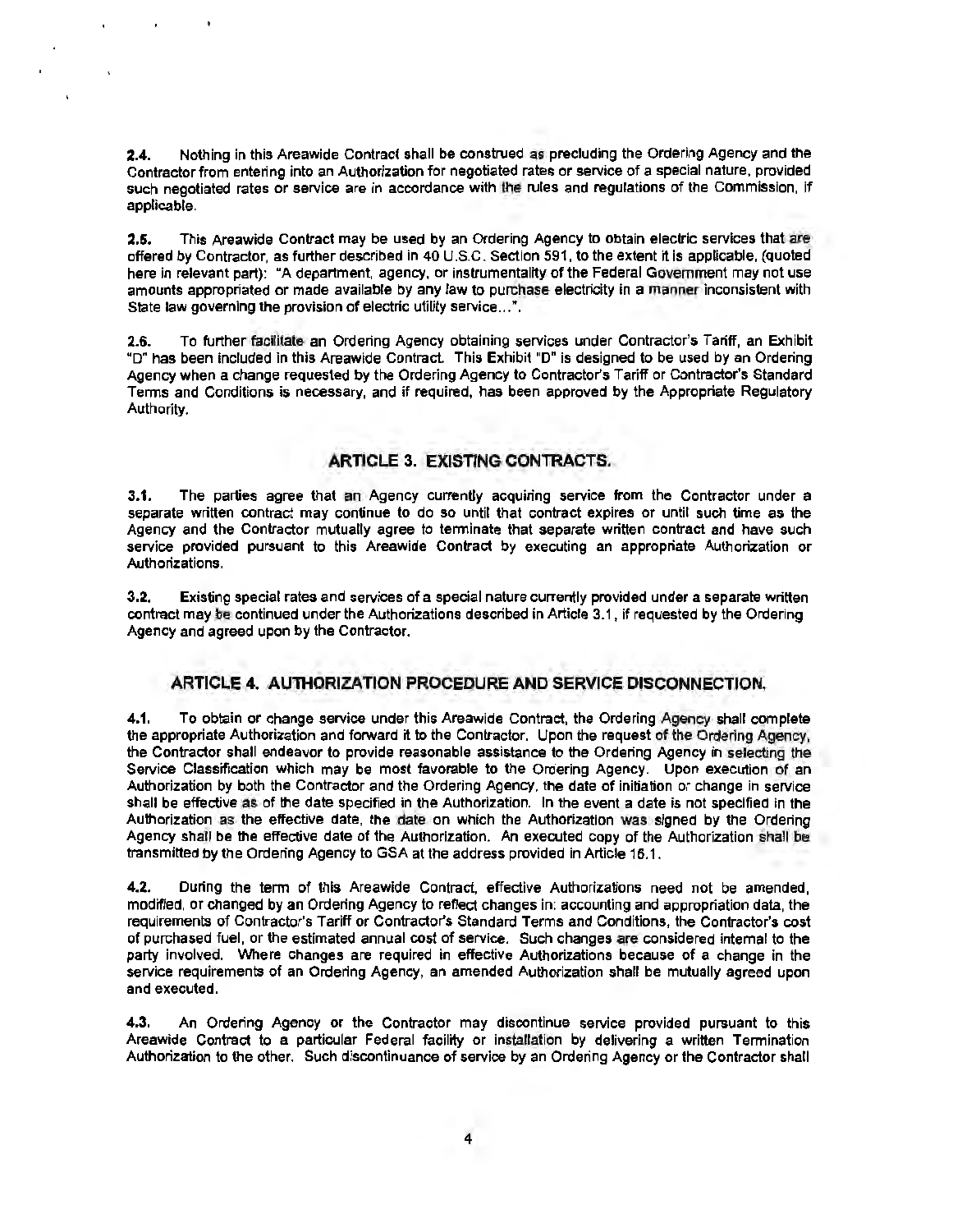**2.4.** Nothing in this Areawide Contract shall be construed as precluding the Ordering Agency and the Contractor from entering into an Authorization for negotiated rates or service of a special nature, provided such negotiated rates or service are in accordance with the rules and regulations of the Commission, if applicable.

**2.5.** This Areawide Contract may be used by an Ordering Agency to obtain electric services that are offered by Contractor, as further described in 40 U.S.C. Section 591, to the extent it is applicable, (quoted here in relevant part): "A department, agency, or instrumentality of the Federal Government may not use amounts appropriated or made available by any law to purchase electricity in a manner inconsistent with State law governing the provision of electric utility service...".

**2.6.** To further facilitate an Ordering Agency obtaining services under Contractor's Tariff, an Exhibit "D" has been included in this Areawide Contract. This Exhibit "D" is designed to be used by an Ordering Agency when a change requested by the Ordering Agency to Contractor's Tariff or Contractor's Standard Terms and Conditions is necessary, and if required, has been approved by the Appropriate Regulatory Authority.

## ARTICLE 3. EXISTING CONTRACTS.

**3.1.** The parties agree that an Agency currently acquiring service from the Contractor under a separate written contract may continue to do so until that contract expires or until such time as the Agency and the Contractor mutually agree to terminate that separate written contract and have such service provided pursuant to this Areawide Contract by executing an appropriate Authorization or Authorizations.

**3.2.** Existing special rates and services of a special nature currently provided under a separate written contract may be continued under the Authorizations described in Article 3.1, if requested by the Ordering Agency and agreed upon by the Contractor.

## ARTICLE 4. AUTHORIZATION PROCEDURE AND SERVICE DISCONNECTION.

**4.1.** To obtain or change service under this Areawide Contract, the Ordering Agency shall complete the appropriate Authorization and forward it to the Contractor. Upon the request of the Ordering Agency, the Contractor shall endeavor to provide reasonable assistance to the Ordering Agency in selecting the Service Classification which may be most favorable to the Ordering Agency. Upon execution of an Authorization by both the Contractor and the Ordering Agency, the date of initiation or change in service shall be effective as of the date specified in the Authorization. In the event a date is not specified in the Authorization as the effective date, the date on which the Authorization was signed by the Ordering Agency shall be the effective date of the Authorization. An executed copy of the Authorization shall be transmitted by the Ordering Agency to GSA at the address provided in Article 16.1.

**4.2.** During the term of this Areawide Contract, effective Authorizations need not be amended, modified, or changed by an Ordering Agency to reflect changes in: accounting and appropriation data, the requirements of Contractor's Tariff or Contractor's Standard Terms and Conditions, the Contractor's cost of purchased fuel, or the estimated annual cost of service. Such changes are considered internal to the party involved. Where changes are required in effective Authorizations because of a change in the service requirements of an Ordering Agency, an amended Authorization shall be mutually agreed upon and executed.

**4.3.** An Ordering Agency or the Contractor may discontinue service provided pursuant to this Areawide Contract to a particular Federal facility or installation by delivering a written Termination Authorization to the other. Such discontinuance of service by an Ordering Agency or the Contractor shall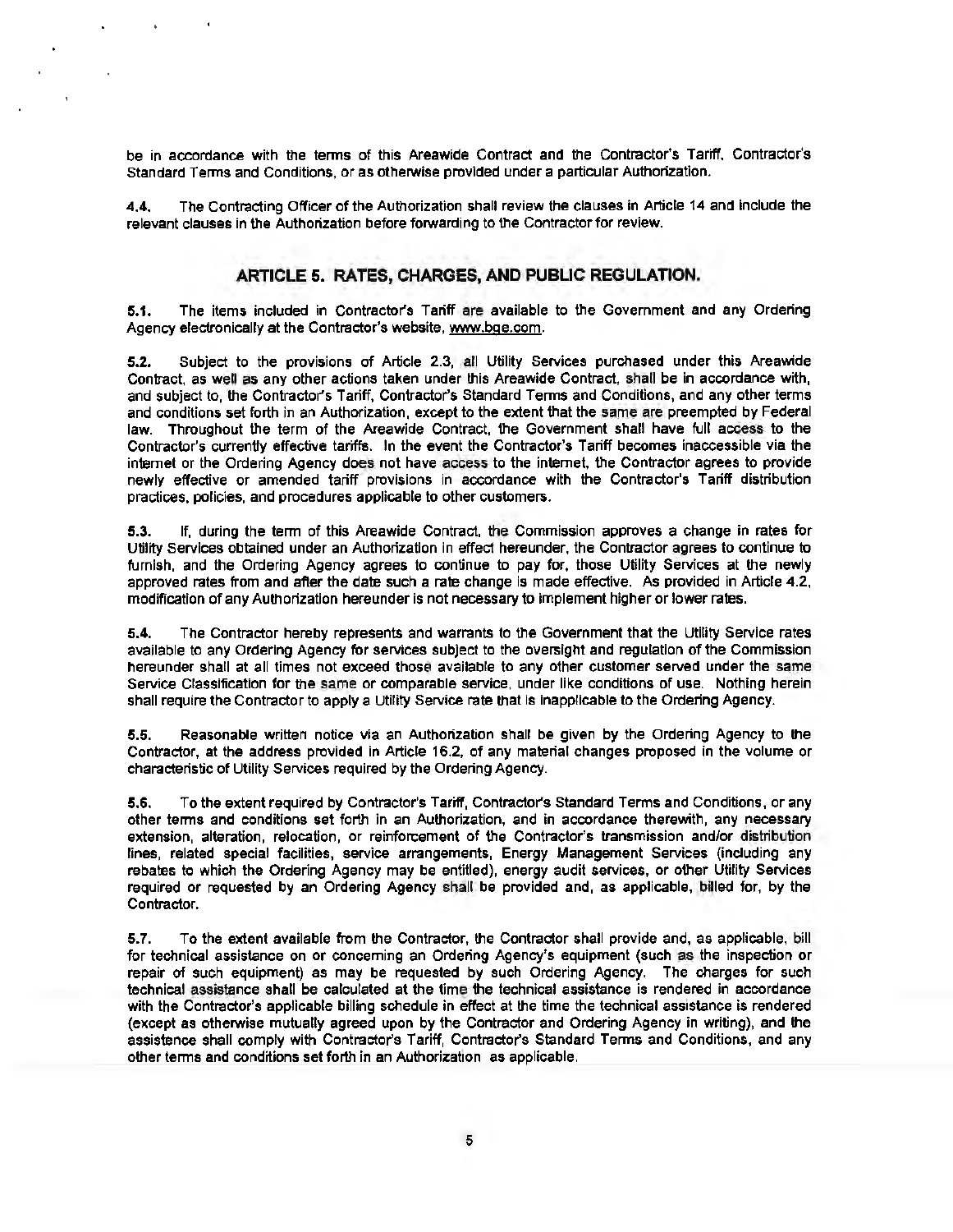be in accordance with the terms of this Areawide Contract and the Contractor's Tariff, Contractor's Standard Terms and Conditions, or as otherwise provided under a particular Authorization.

**4.4.** The Contracting Officer of the Authorization shall review the clauses in Article 14 and include the relevant clauses in the Authorization before forwarding to the Contractor for review.

## ARTICLE 5. RATES, CHARGES, AND PUBLIC REGULATION.

**5.1.** The items included in Contractor's Tariff are available to the Government and any Ordering Agency electronically at the Contractor's website, www.bge.com.

**5.2.** Subject to the provisions of Article 2.3, all Utility Services purchased under this Areawide Contract, as well as any other actions taken under this Areawide Contract, shall be in accordance with, and subject to, the Contractor's Tariff, Contractor's Standard Terms and Conditions, and any other terms and conditions set forth in an Authorization, except to the extent that the same are preempted by Federal law. Throughout the term of the Areawide Contract, the Government shall have full access to the Contractor's currently effective tariffs. In the event the Contractor's Tariff becomes inaccessible via the internet or the Ordering Agency does not have access to the internet, the Contractor agrees to provide newly effective or amended tariff provisions in accordance with the Contractor's Tariff distribution practices, policies, and procedures applicable to other customers.

**5.3.** If, during the term of this Areawide Contract, the Commission approves a change in rates for Utility Services obtained under an Authorization in effect hereunder, the Contractor agrees to continue to furnish, and the Ordering Agency agrees to continue to pay for, those Utility Services at the newly approved rates from and after the date such a rate change is made effective. As provided in Article 4.2, modification of any Authorization hereunder is not necessary to implement higher or lower rates.

**5.4.** The Contractor hereby represents and warrants to the Government that the Utility Service rates available to any Ordering Agency for services subject to the oversight and regulation of the Commission hereunder shall at all times not exceed those available to any other customer served under the same Service Classification for the same or comparable service, under like conditions of use. Nothing herein shall require the Contractor to apply a Utility Service rate that is inapplicable to the Ordering Agency.

**5.5.** Reasonable written notice via an Authorization shall be given by the Ordering Agency to the Contractor, at the address provided in Article 16.2, of any material changes proposed in the volume or characteristic of Utility Services required by the Ordering Agency.

**5.6.** To the extent required by Contractor's Tariff, Contractor's Standard Terms and Conditions, or any other terms and conditions set forth in an Authorization, and in accordance therewith, any necessary extension, alteration, relocation, or reinforcement of the Contractor's transmission and/or distribution lines, related special facilities, service arrangements, Energy Management Services (including any rebates to which the Ordering Agency may be entitled), energy audit services, or other Utility Services required or requested by an Ordering Agency shall be provided and, as applicable, billed for, by the Contractor.

**5.7.** To the extent available from the Contractor, the Contractor shall provide and, as applicable, bill for technical assistance on or concerning an Ordering Agency's equipment (such as the inspection or repair of such equipment) as may be requested by such Ordering Agency. The charges for such technical assistance shall be calculated at the time the technical assistance is rendered in accordance with the Contractor's applicable billing schedule in effect at the time the technical assistance is rendered (except as otherwise mutually agreed upon by the Contractor and Ordering Agency in writing), and the assistance shall comply with Contractor's Tariff, Contractor's Standard Terms and Conditions, and any other terms and conditions set forth in an Authorization as applicable.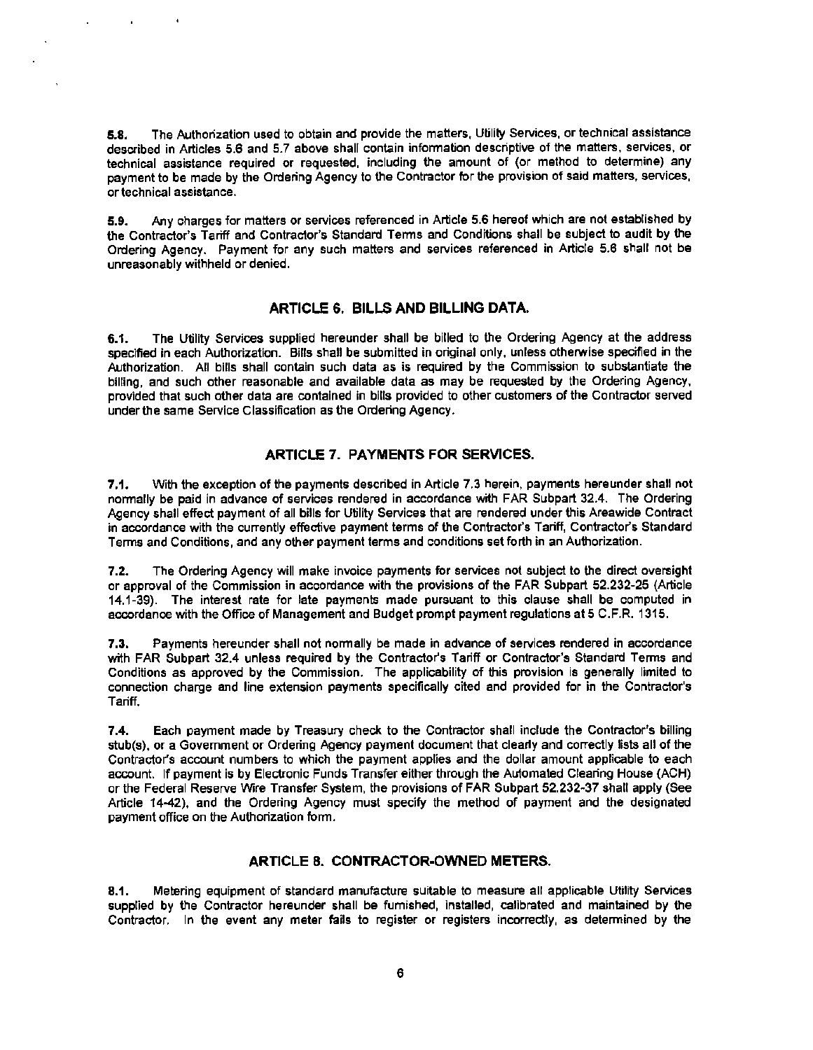**5.8.** The Authorization used to obtain and provide the matters, Utility Services, or technical assistance described in Articles 5.6 and 5.7 above shall contain information descriptive of the matters, services, or technical assistance required or requested, including the amount of (or method to determine) any payment to be made by the Ordering Agency to the Contractor for the provision of said matters, services, or technical assistance.

**5.9.** Any charges for matters or services referenced in Article 5.6 hereof which are not established by the Contractor's Tariff and Contractor's Standard Terms and Conditions shall be subject to audit by the Ordering Agency. Payment for any such matters and services referenced in Article 5.6 shall not be unreasonably withheld or denied.

## ARTICLE 6. BILLS AND BILLING DATA.

**6.1.** The Utility Services supplied hereunder shall be billed to the Ordering Agency at the address specified in each Authorization. Bills shall be submitted in original only, unless otherwise specified in the Authorization. All bills shall contain such data as is required by the Commission to substantiate the billing, and such other reasonable and available data as may be requested by the Ordering Agency, provided that such other data are contained in bills provided to other customers of the Contractor served under the same Service Classification as the Ordering Agency.

## ARTICLE 7. PAYMENTS FOR SERVICES.

**7.1.** With the exception of the payments described in Article 7.3 herein, payments hereunder shall not normally be paid in advance of services rendered in accordance with FAR Subpart 32.4. The Ordering Agency shall effect payment of all bills for Utility Services that are rendered under this Areawide Contract in accordance with the currently effective payment terms of the Contractor's Tariff, Contractor's Standard Terms and Conditions, and any other payment terms and conditions set forth in an Authorization.

**7.2.** The Ordering Agency will make invoice payments for services not subject to the direct oversight or approval of the Commission in accordance with the provisions of the FAR Subpart 52.232-25 (Article 14.1-39). The interest rate for late payments made pursuant to this clause shall be computed in accordance with the Office of Management and Budget prompt payment regulations at 5 C.F.R. 1315.

**7.3.** Payments hereunder shall not normally be made in advance of services rendered in accordance with FAR Subpart 32.4 unless required by the Contractor's Tariff or Contractor's Standard Terms and Conditions as approved by the Commission. The applicability of this provision is generally limited to connection charge and line extension payments specifically cited and provided for in the Contractor's Tariff.

**7.4.** Each payment made by Treasury check to the Contractor shall include the Contractor's billing stub(s), or a Government or Ordering Agency payment document that clearly and correctly lists all of the Contractor's account numbers to which the payment applies and the dollar amount applicable to each account. If payment is by Electronic Funds Transfer either through the Automated Clearing House (ACH) or the Federal Reserve Wire Transfer System, the provisions of FAR Subpart 52.232-37 shall apply (See Article 14-42), and the Ordering Agency must specify the method of payment and the designated payment office on the Authorization form.

## ARTICLE 8. CONTRACTOR-OWNED METERS.

**8.1.** Metering equipment of standard manufacture suitable to measure all applicable Utility Services supplied by the Contractor hereunder shall be furnished, installed, calibrated and maintained by the Contractor. In the event any meter fails to register or registers incorrectly, as determined by the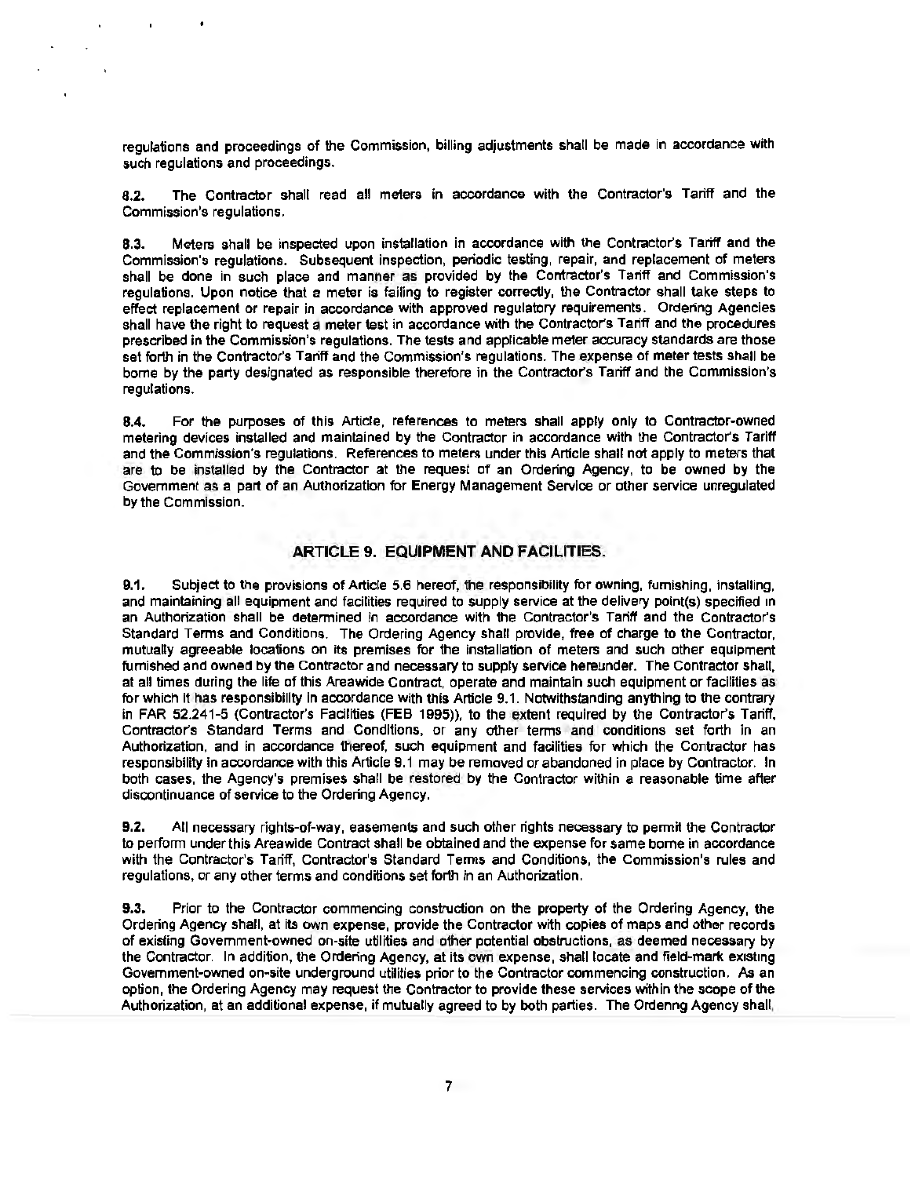regulations and proceedings of the Commission, billing adjustments shall be made in accordance with such regulations and proceedings.

**8.2.** The Contractor shall read all meters in accordance with the Contractor's Tariff and the Commission's regulations.

**8.3.** Meters shall be inspected upon installation in accordance with the Contractor's Tariff and the Commission's regulations. Subsequent inspection, periodic testing, repair, and replacement of meters shall be done in such place and manner as provided by the Contractor's Tariff and Commission's regulations. Upon notice that a meter is failing to register correctly, the Contractor shall take steps to effect replacement or repair in accordance with approved regulatory requirements. Ordering Agencies shall have the right to request a meter test in accordance with the Contractor's Tariff and the procedures prescribed in the Commission's regulations. The tests and applicable meter accuracy standards are those set forth in the Contractor's Tariff and the Commission's regulations. The expense of meter tests shall be borne by the party designated as responsible therefore in the Contractor's Tariff and the Commission's regulations.

**8.4.** For the purposes of this Article, references to meters shall apply only to Contractor-owned metering devices installed and maintained by the Contractor in accordance with the Contractor's Tariff and the Commission's regulations. References to meters under this Article shall not apply to meters that are to be installed by the Contractor at the request of an Ordering Agency, to be owned by the Government as a part of an Authorization for Energy Management Service or other service unregulated by the Commission.

## ARTICLE 9. EQUIPMENT AND FACILITIES.

**9.1.** Subject to the provisions of Article 5.6 hereof, the responsibility for owning, furnishing, installing, and maintaining all equipment and facilities required to supply service at the delivery point(s) specified in an Authorization shall be determined in accordance with the Contractor's Tariff and the Contractor's Standard Terms and Conditions. The Ordering Agency shall provide, free of charge to the Contractor, mutually agreeable locations on its premises for the installation of meters and such other equipment furnished and owned by the Contractor and necessary to supply service hereunder. The Contractor shall, at all times during the life of this Areawide Contract, operate and maintain such equipment or facilities as for which it has responsibility in accordance with this Article 9.1. Notwithstanding anything to the contrary in FAR 52.241-5 (Contractor's Facilities (FEB 1995)), to the extent required by the Contractor's Tariff, Contractor's Standard Terms and Conditions, or any other terms and conditions set forth in an Authorization, and in accordance thereof, such equipment and facilities for which the Contractor has responsibility in accordance with this Article 9.1 may be removed or abandoned in place by Contractor. In both cases, the Agency's premises shall be restored by the Contractor within a reasonable time after discontinuance of service to the Ordering Agency.

**9.2.** All necessary rights-of-way, easements and such other rights necessary to permit the Contractor to perform under this Areawide Contract shall be obtained and the expense for same borne in accordance with the Contractor's Tariff, Contractor's Standard Terms and Conditions, the Commission's rules and regulations, or any other terms and conditions set forth in an Authorization.

**9.3.** Prior to the Contractor commencing construction on the property of the Ordering Agency, the Ordering Agency shall, at its own expense, provide the Contractor with copies of maps and other records of existing Government-owned on-site utilities and other potential obstructions, as deemed necessary by the Contractor. In addition, the Ordering Agency, at its own expense, shall locate and field-mark existing Government-owned on-site underground utilities prior to the Contractor commencing construction. As an option, the Ordering Agency may request the Contractor to provide these services within the scope of the Authorization, at an additional expense, if mutually agreed to by both parties. The Ordering Agency shall,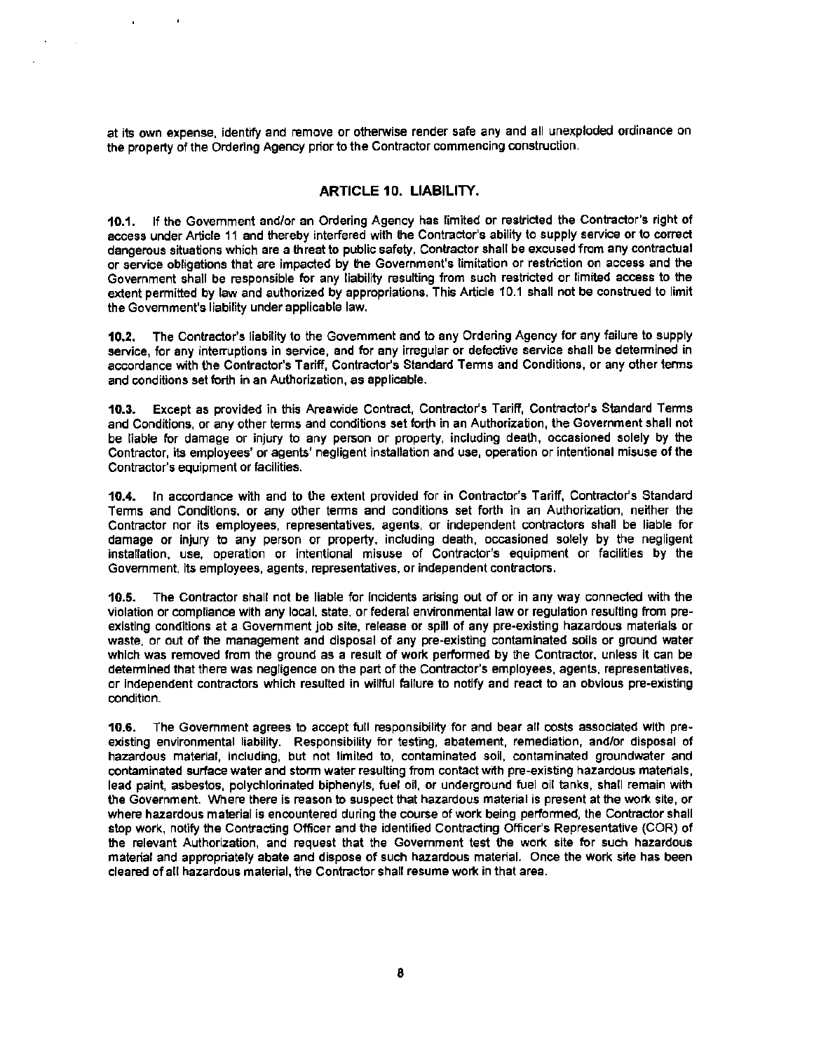at its own expense, identify and remove or otherwise render safe any and all unexploded ordinance on the property of the Ordering Agency prior to the Contractor commencing construction.

## ARTICLE 10. LIABILITY.

**10.1.** If the Government and/or an Ordering Agency has limited or restricted the Contractor's right of access under Article 11 and thereby interfered with the Contractor's ability to supply service or to correct dangerous situations which are a threat to public safety, Contractor shall be excused from any contractual or service obligations that are impacted by the Government's limitation or restriction on access and the Government shall be responsible for any liability resulting from such restricted or limited access to the extent permitted by law and authorized by appropriations. This Article 10.1 shall not be construed to limit the Government's liability under applicable law.

**10.2.** The Contractor's liability to the Government and to any Ordering Agency for any failure to supply service, for any interruptions in service, and for any irregular or defective service shall be determined in accordance with the Contractor's Tariff, Contractor's Standard Terms and Conditions, or any other terms and conditions set forth in an Authorization, as applicable.

**10.3.** Except as provided in this Areawide Contract, Contractor's Tariff, Contractor's Standard Terms and Conditions, or any other terms and conditions set forth in an Authorization, the Government shall not be liable for damage or injury to any person or property, including death, occasioned solely by the Contractor, its employees' or agents' negligent installation and use, operation or intentional misuse of the Contractor's equipment or facilities.

**10.4.** In accordance with and to the extent provided for in Contractor's Tariff, Contractor's Standard Terms and Conditions, or any other terms and conditions set forth in an Authorization, neither the Contractor nor its employees, representatives, agents, or independent contractors shall be liable for damage or injury to any person or property, including death, occasioned solely by the negligent installation, use, operation or intentional misuse of Contractor's equipment or facilities by the Government, its employees, agents, representatives, or independent contractors.

**10.5.** The Contractor shall not be liable for incidents arising out of or in any way connected with the violation or compliance with any local, state, or federal environmental law or regulation resulting from pre-existing conditions at a Government job site, release or spill of any pre-existing hazardous materials or waste, or out of the management and disposal of any pre-existing contaminated soils or ground water which was removed from the ground as a result of work performed by the Contractor, unless it can be determined that there was negligence on the part of the Contractor's employees, agents, representatives, or independent contractors which resulted in willful failure to notify and react to an obvious pre-existing condition.

**10.6.** The Government agrees to accept full responsibility for and bear all costs associated with pre-existing environmental liability. Responsibility for testing, abatement, remediation, and/or disposal of hazardous material, including, but not limited to, contaminated soil, contaminated groundwater and contaminated surface water and storm water resulting from contact with pre-existing hazardous materials, lead paint, asbestos, polychlorinated biphenyls, fuel oil, or underground fuel oil tanks, shall remain with the Government. Where there is reason to suspect that hazardous material is present at the work site, or where hazardous material is encountered during the course of work being performed, the Contractor shall stop work, notify the Contracting Officer and the identified Contracting Officer's Representative (COR) of the relevant Authorization, and request that the Government test the work site for such hazardous material and appropriately abate and dispose of such hazardous material. Once the work site has been cleared of all hazardous material, the Contractor shall resume work in that area.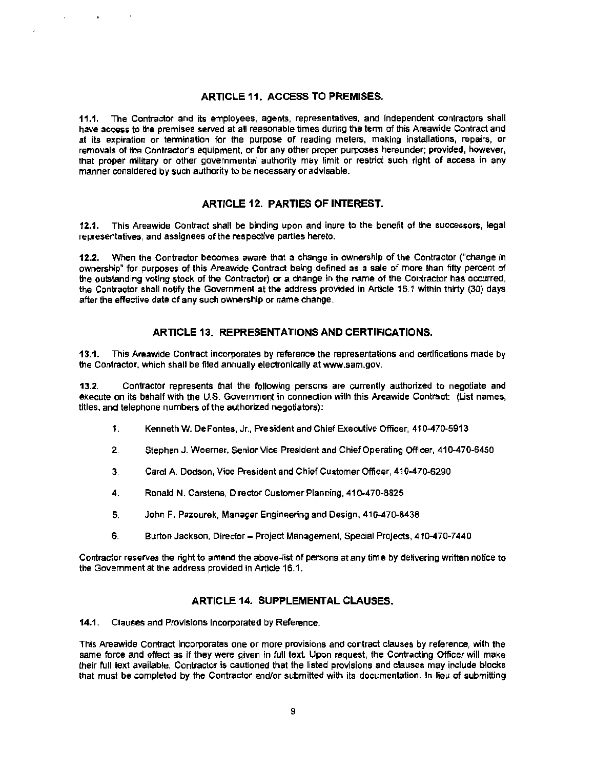## ARTICLE 11. ACCESS TO PREMISES.

**11.1.** The Contractor and its employees, agents, representatives, and independent contractors shall have access to the premises served at all reasonable times during the term of this Areawide Contract and at its expiration or termination for the purpose of reading meters, making installations, repairs, or removals of the Contractor's equipment, or for any other proper purposes hereunder; provided, however, that proper military or other governmental authority may limit or restrict such right of access in any manner considered by such authority to be necessary or advisable.

## ARTICLE 12. PARTIES OF INTEREST.

**12.1.** This Areawide Contract shall be binding upon and inure to the benefit of the successors, legal representatives, and assignees of the respective parties hereto.

**12.2.** When the Contractor becomes aware that a change in ownership of the Contractor ("change in ownership" for purposes of this Areawide Contract being defined as a sale of more than fifty percent of the outstanding voting stock of the Contractor) or a change in the name of the Contractor has occurred, the Contractor shall notify the Government at the address provided in Article 16.1 within thirty (30) days after the effective date of any such ownership or name change.

## ARTICLE 13. REPRESENTATIONS AND CERTIFICATIONS.

**13.1.** This Areawide Contract incorporates by reference the representations and certifications made by the Contractor, which shall be filed annually electronically at www.sam.gov.

**13.2.** Contractor represents that the following persons are currently authorized to negotiate and execute on its behalf with the U.S. Government in connection with this Areawide Contract: (List names, titles, and telephone numbers of the authorized negotiators):

1. Kenneth W. DeFontes, Jr., President and Chief Executive Officer, 410-470-5913
2. Stephen J. Woerner, Senior Vice President and Chief Operating Officer, 410-470-6450
3. Carol A. Dodson, Vice President and Chief Customer Officer, 410-470-6290
4. Ronald N. Carstens, Director Customer Planning, 410-470-8825
5. John F. Pazourek, Manager Engineering and Design, 410-470-8438
6. Burton Jackson, Director – Project Management, Special Projects, 410-470-7440

Contractor reserves the right to amend the above-list of persons at any time by delivering written notice to the Government at the address provided in Article 16.1.

## ARTICLE 14. SUPPLEMENTAL CLAUSES.

**14.1.** Clauses and Provisions Incorporated by Reference.

This Areawide Contract incorporates one or more provisions and contract clauses by reference, with the same force and effect as if they were given in full text. Upon request, the Contracting Officer will make their full text available. Contractor is cautioned that the listed provisions and clauses may include blocks that must be completed by the Contractor and/or submitted with its documentation. In lieu of submitting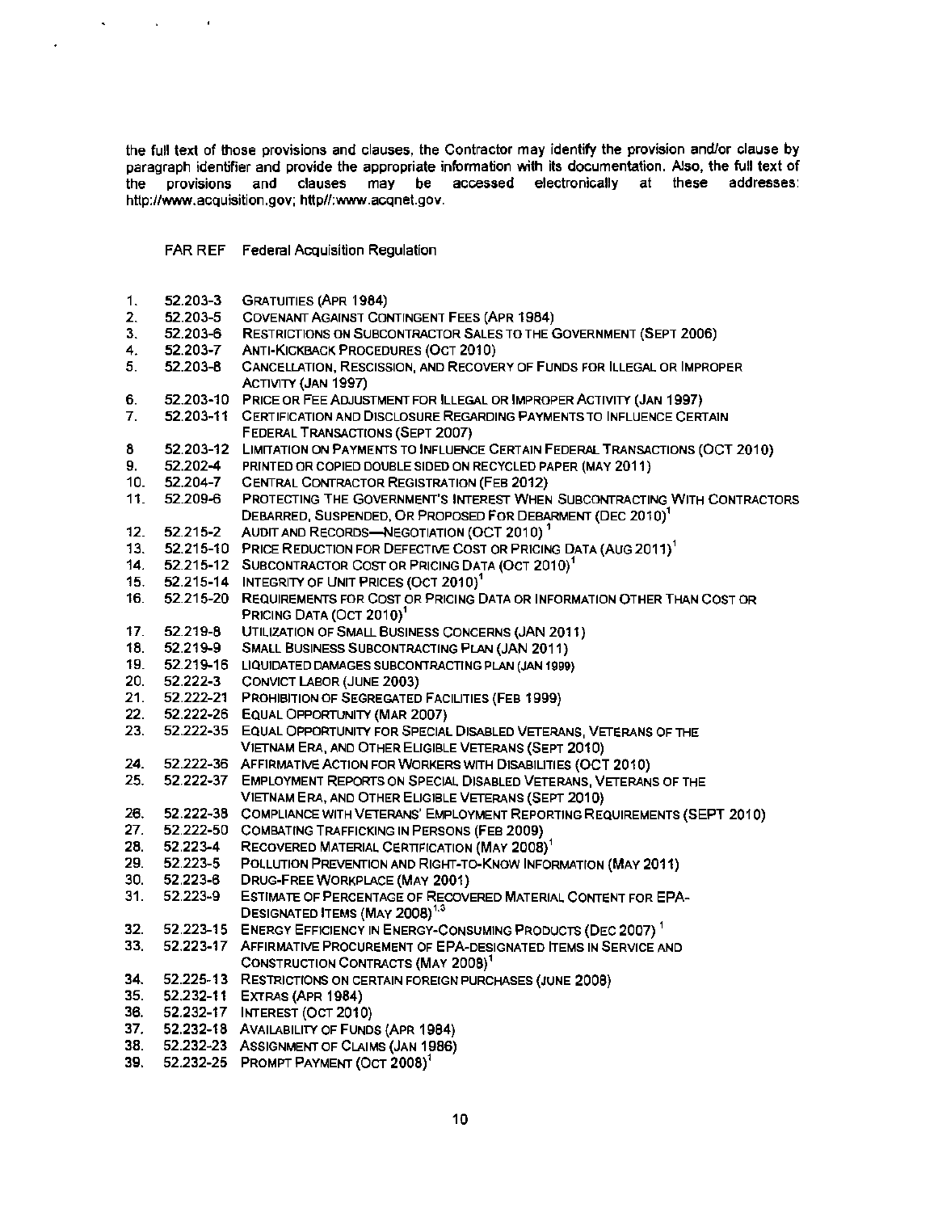the full text of those provisions and clauses, the Contractor may identify the provision and/or clause by paragraph identifier and provide the appropriate information with its documentation. Also, the full text of the provisions and clauses may be accessed electronically at these addresses: http://www.acquisition.gov; http//:www.acqnet.gov.

FAR REF Federal Acquisition Regulation

1. 52.203-3 GRATUITIES (APR 1984)
2. 52.203-5 COVENANT AGAINST CONTINGENT FEES (APR 1984)
3. 52.203-6 RESTRICTIONS ON SUBCONTRACTOR SALES TO THE GOVERNMENT (SEPT 2006)
4. 52.203-7 ANTI-KICKBACK PROCEDURES (OCT 2010)
5. 52.203-8 CANCELLATION, RESCISSION, AND RECOVERY OF FUNDS FOR ILLEGAL OR IMPROPER ACTIVITY (JAN 1997)
6. 52.203-10 PRICE OR FEE ADJUSTMENT FOR ILLEGAL OR IMPROPER ACTIVITY (JAN 1997)
7. 52.203-11 CERTIFICATION AND DISCLOSURE REGARDING PAYMENTS TO INFLUENCE CERTAIN FEDERAL TRANSACTIONS (SEPT 2007)
8. 52.203-12 LIMITATION ON PAYMENTS TO INFLUENCE CERTAIN FEDERAL TRANSACTIONS (OCT 2010)
9. 52.202-4 PRINTED OR COPIED DOUBLE SIDED ON RECYCLED PAPER (MAY 2011)
10. 52.204-7 CENTRAL CONTRACTOR REGISTRATION (FEB 2012)
11. 52.209-6 PROTECTING THE GOVERNMENT'S INTEREST WHEN SUBCONTRACTING WITH CONTRACTORS DEBARRED, SUSPENDED, OR PROPOSED FOR DEBARMENT (DEC 2010)[1]
12. 52.215-2 AUDIT AND RECORDS—NEGOTIATION (OCT 2010)[1]
13. 52.215-10 PRICE REDUCTION FOR DEFECTIVE COST OR PRICING DATA (AUG 2011)[1]
14. 52.215-12 SUBCONTRACTOR COST OR PRICING DATA (OCT 2010)[1]
15. 52.215-14 INTEGRITY OF UNIT PRICES (OCT 2010)[1]
16. 52.215-20 REQUIREMENTS FOR COST OR PRICING DATA OR INFORMATION OTHER THAN COST OR PRICING DATA (OCT 2010)[1]
17. 52.219-8 UTILIZATION OF SMALL BUSINESS CONCERNS (JAN 2011)
18. 52.219-9 SMALL BUSINESS SUBCONTRACTING PLAN (JAN 2011)
19. 52.219-16 LIQUIDATED DAMAGES SUBCONTRACTING PLAN (JAN 1999)
20. 52.222-3 CONVICT LABOR (JUNE 2003)
21. 52.222-21 PROHIBITION OF SEGREGATED FACILITIES (FEB 1999)
22. 52.222-26 EQUAL OPPORTUNITY (MAR 2007)
23. 52.222-35 EQUAL OPPORTUNITY FOR SPECIAL DISABLED VETERANS, VETERANS OF THE VIETNAM ERA, AND OTHER ELIGIBLE VETERANS (SEPT 2010)
24. 52.222-36 AFFIRMATIVE ACTION FOR WORKERS WITH DISABILITIES (OCT 2010)
25. 52.222-37 EMPLOYMENT REPORTS ON SPECIAL DISABLED VETERANS, VETERANS OF THE VIETNAM ERA, AND OTHER ELIGIBLE VETERANS (SEPT 2010)
26. 52.222-38 COMPLIANCE WITH VETERANS' EMPLOYMENT REPORTING REQUIREMENTS (SEPT 2010)
27. 52.222-50 COMBATING TRAFFICKING IN PERSONS (FEB 2009)
28. 52.223-4 RECOVERED MATERIAL CERTIFICATION (MAY 2008)[1]
29. 52.223-5 POLLUTION PREVENTION AND RIGHT-TO-KNOW INFORMATION (MAY 2011)
30. 52.223-6 DRUG-FREE WORKPLACE (MAY 2001)
31. 52.223-9 ESTIMATE OF PERCENTAGE OF RECOVERED MATERIAL CONTENT FOR EPA-DESIGNATED ITEMS (MAY 2008)[1,3]
32. 52.223-15 ENERGY EFFICIENCY IN ENERGY-CONSUMING PRODUCTS (DEC 2007)[1]
33. 52.223-17 AFFIRMATIVE PROCUREMENT OF EPA-DESIGNATED ITEMS IN SERVICE AND CONSTRUCTION CONTRACTS (MAY 2008)[1]
34. 52.225-13 RESTRICTIONS ON CERTAIN FOREIGN PURCHASES (JUNE 2008)
35. 52.232-11 EXTRAS (APR 1984)
36. 52.232-17 INTEREST (OCT 2010)
37. 52.232-18 AVAILABILITY OF FUNDS (APR 1984)
38. 52.232-23 ASSIGNMENT OF CLAIMS (JAN 1986)
39. 52.232-25 PROMPT PAYMENT (OCT 2008)[1]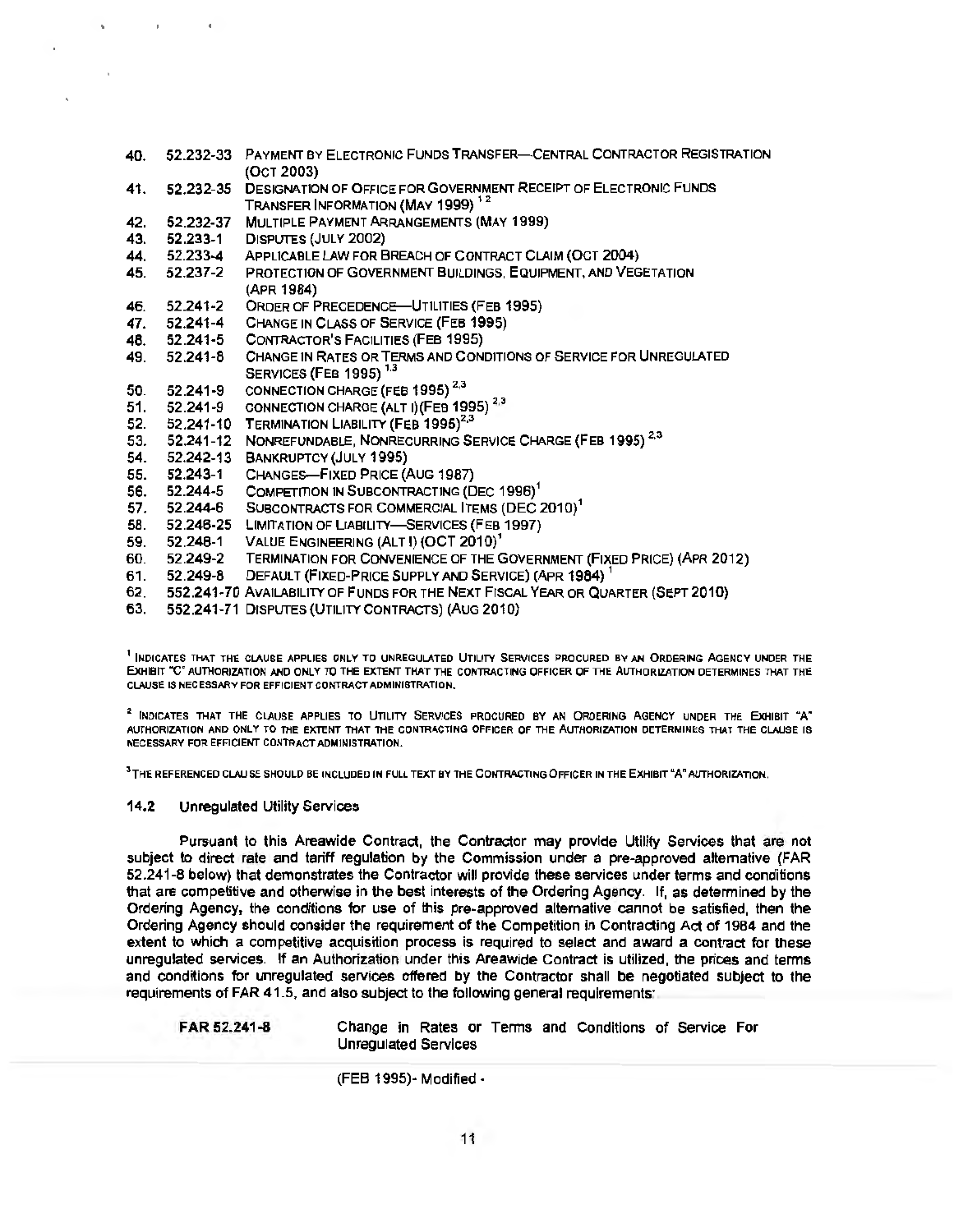40. 52.232-33 PAYMENT BY ELECTRONIC FUNDS TRANSFER—CENTRAL CONTRACTOR REGISTRATION (OCT 2003)
41. 52.232-35 DESIGNATION OF OFFICE FOR GOVERNMENT RECEIPT OF ELECTRONIC FUNDS TRANSFER INFORMATION (MAY 1999) [1,2]
42. 52.232-37 MULTIPLE PAYMENT ARRANGEMENTS (MAY 1999)
43. 52.233-1 DISPUTES (JULY 2002)
44. 52.233-4 APPLICABLE LAW FOR BREACH OF CONTRACT CLAIM (OCT 2004)
45. 52.237-2 PROTECTION OF GOVERNMENT BUILDINGS, EQUIPMENT, AND VEGETATION (APR 1984)
46. 52.241-2 ORDER OF PRECEDENCE—UTILITIES (FEB 1995)
47. 52.241-4 CHANGE IN CLASS OF SERVICE (FEB 1995)
48. 52.241-5 CONTRACTOR'S FACILITIES (FEB 1995)
49. 52.241-8 CHANGE IN RATES OR TERMS AND CONDITIONS OF SERVICE FOR UNREGULATED SERVICES (FEB 1995) [1,3]
50. 52.241-9 CONNECTION CHARGE (FEB 1995) [2,3]
51. 52.241-9 CONNECTION CHARGE (ALT I)(FEB 1995) [2,3]
52. 52.241-10 TERMINATION LIABILITY (FEB 1995)[2,3]
53. 52.241-12 NONREFUNDABLE, NONRECURRING SERVICE CHARGE (FEB 1995) [2,3]
54. 52.242-13 BANKRUPTCY (JULY 1995)
55. 52.243-1 CHANGES—FIXED PRICE (AUG 1987)
56. 52.244-5 COMPETITION IN SUBCONTRACTING (DEC 1996)[1]
57. 52.244-6 SUBCONTRACTS FOR COMMERCIAL ITEMS (DEC 2010)[1]
58. 52.248-25 LIMITATION OF LIABILITY—SERVICES (FEB 1997)
59. 52.248-1 VALUE ENGINEERING (ALT I) (OCT 2010)[1]
60. 52.249-2 TERMINATION FOR CONVENIENCE OF THE GOVERNMENT (FIXED PRICE) (APR 2012)
61. 52.249-8 DEFAULT (FIXED-PRICE SUPPLY AND SERVICE) (APR 1984) [1]
62. 552.241-70 AVAILABILITY OF FUNDS FOR THE NEXT FISCAL YEAR OR QUARTER (SEPT 2010)
63. 552.241-71 DISPUTES (UTILITY CONTRACTS) (AUG 2010)

[1] INDICATES THAT THE CLAUSE APPLIES ONLY TO UNREGULATED UTILITY SERVICES PROCURED BY AN ORDERING AGENCY UNDER THE EXHIBIT "C" AUTHORIZATION AND ONLY TO THE EXTENT THAT THE CONTRACTING OFFICER OF THE AUTHORIZATION DETERMINES THAT THE CLAUSE IS NECESSARY FOR EFFICIENT CONTRACT ADMINISTRATION.

[2] INDICATES THAT THE CLAUSE APPLIES TO UTILITY SERVICES PROCURED BY AN ORDERING AGENCY UNDER THE EXHIBIT "A" AUTHORIZATION AND ONLY TO THE EXTENT THAT THE CONTRACTING OFFICER OF THE AUTHORIZATION DETERMINES THAT THE CLAUSE IS NECESSARY FOR EFFICIENT CONTRACT ADMINISTRATION.

[3] THE REFERENCED CLAUSE SHOULD BE INCLUDED IN FULL TEXT BY THE CONTRACTING OFFICER IN THE EXHIBIT "A" AUTHORIZATION.

### 14.2 Unregulated Utility Services

Pursuant to this Areawide Contract, the Contractor may provide Utility Services that are not subject to direct rate and tariff regulation by the Commission under a pre-approved alternative (FAR 52.241-8 below) that demonstrates the Contractor will provide these services under terms and conditions that are competitive and otherwise in the best interests of the Ordering Agency. If, as determined by the Ordering Agency, the conditions for use of this pre-approved alternative cannot be satisfied, then the Ordering Agency should consider the requirement of the Competition in Contracting Act of 1984 and the extent to which a competitive acquisition process is required to select and award a contract for these unregulated services. If an Authorization under this Areawide Contract is utilized, the prices and terms and conditions for unregulated services offered by the Contractor shall be negotiated subject to the requirements of FAR 41.5, and also subject to the following general requirements:

**FAR 52.241-8** Change in Rates or Terms and Conditions of Service For Unregulated Services

(FEB 1995)- Modified -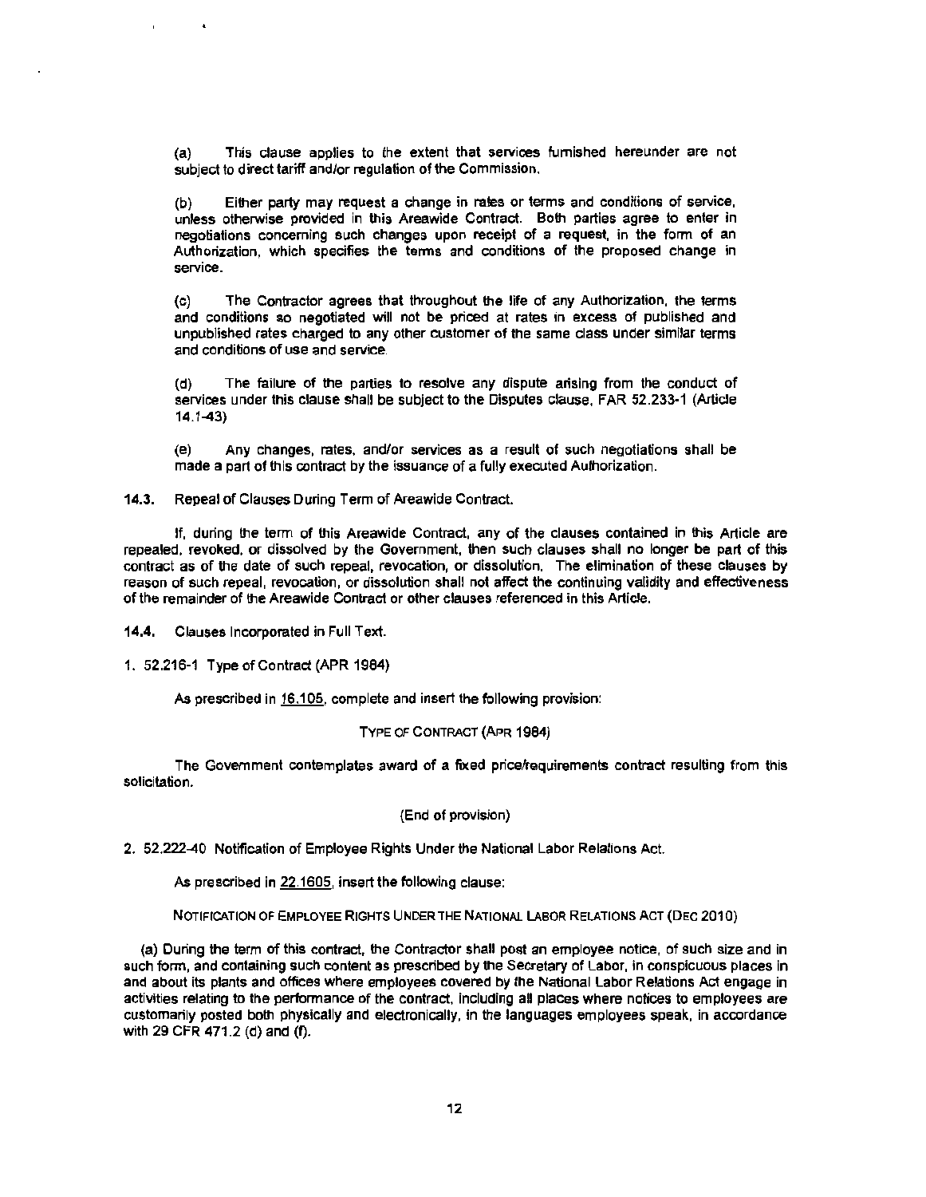(a) This clause applies to the extent that services furnished hereunder are not subject to direct tariff and/or regulation of the Commission.

(b) Either party may request a change in rates or terms and conditions of service, unless otherwise provided in this Areawide Contract. Both parties agree to enter in negotiations concerning such changes upon receipt of a request, in the form of an Authorization, which specifies the terms and conditions of the proposed change in service.

(c) The Contractor agrees that throughout the life of any Authorization, the terms and conditions so negotiated will not be priced at rates in excess of published and unpublished rates charged to any other customer of the same class under similar terms and conditions of use and service.

(d) The failure of the parties to resolve any dispute arising from the conduct of services under this clause shall be subject to the Disputes clause, FAR 52.233-1 (Article 14.1-43)

(e) Any changes, rates, and/or services as a result of such negotiations shall be made a part of this contract by the issuance of a fully executed Authorization.

**14.3.** Repeal of Clauses During Term of Areawide Contract.

If, during the term of this Areawide Contract, any of the clauses contained in this Article are repealed, revoked, or dissolved by the Government, then such clauses shall no longer be part of this contract as of the date of such repeal, revocation, or dissolution. The elimination of these clauses by reason of such repeal, revocation, or dissolution shall not affect the continuing validity and effectiveness of the remainder of the Areawide Contract or other clauses referenced in this Article.

**14.4.** Clauses Incorporated in Full Text.

1. 52.216-1 Type of Contract (APR 1984)

As prescribed in 16.105, complete and insert the following provision:

TYPE OF CONTRACT (APR 1984)

The Government contemplates award of a fixed price/requirements contract resulting from this solicitation.

(End of provision)

2. 52.222-40 Notification of Employee Rights Under the National Labor Relations Act.

As prescribed in 22.1605, insert the following clause:

NOTIFICATION OF EMPLOYEE RIGHTS UNDER THE NATIONAL LABOR RELATIONS ACT (DEC 2010)

(a) During the term of this contract, the Contractor shall post an employee notice, of such size and in such form, and containing such content as prescribed by the Secretary of Labor, in conspicuous places in and about its plants and offices where employees covered by the National Labor Relations Act engage in activities relating to the performance of the contract, including all places where notices to employees are customarily posted both physically and electronically, in the languages employees speak, in accordance with 29 CFR 471.2 (d) and (f).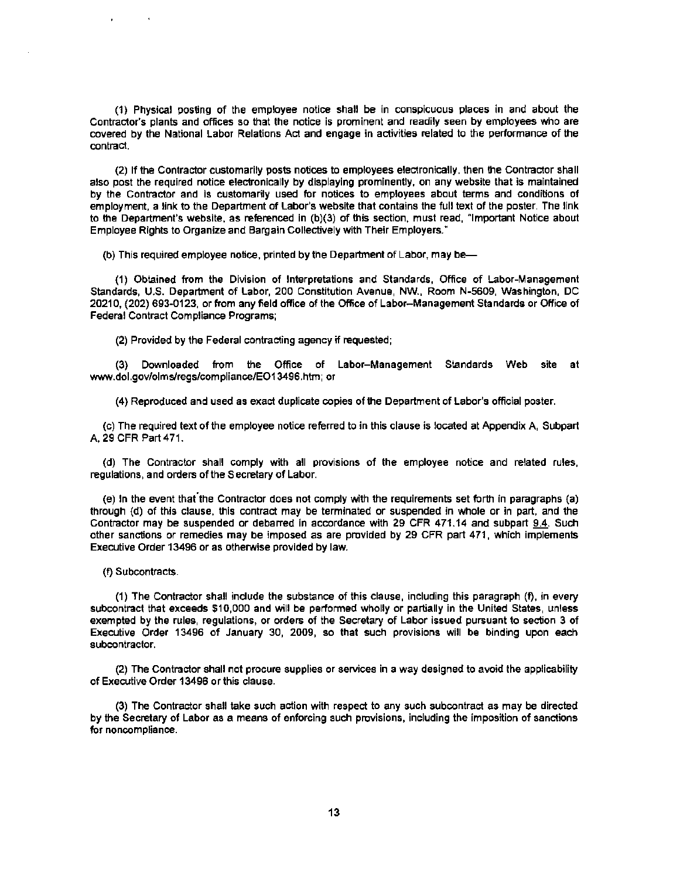(1) Physical posting of the employee notice shall be in conspicuous places in and about the Contractor's plants and offices so that the notice is prominent and readily seen by employees who are covered by the National Labor Relations Act and engage in activities related to the performance of the contract.

(2) If the Contractor customarily posts notices to employees electronically, then the Contractor shall also post the required notice electronically by displaying prominently, on any website that is maintained by the Contractor and is customarily used for notices to employees about terms and conditions of employment, a link to the Department of Labor's website that contains the full text of the poster. The link to the Department's website, as referenced in (b)(3) of this section, must read, "Important Notice about Employee Rights to Organize and Bargain Collectively with Their Employers."

(b) This required employee notice, printed by the Department of Labor, may be—

(1) Obtained from the Division of Interpretations and Standards, Office of Labor-Management Standards, U.S. Department of Labor, 200 Constitution Avenue, NW., Room N-5609, Washington, DC 20210, (202) 693-0123, or from any field office of the Office of Labor–Management Standards or Office of Federal Contract Compliance Programs;

(2) Provided by the Federal contracting agency if requested;

(3) Downloaded from the Office of Labor–Management Standards Web site at www.dol.gov/olms/regs/compliance/EO13496.htm; or

(4) Reproduced and used as exact duplicate copies of the Department of Labor's official poster.

(c) The required text of the employee notice referred to in this clause is located at Appendix A, Subpart A, 29 CFR Part 471.

(d) The Contractor shall comply with all provisions of the employee notice and related rules, regulations, and orders of the Secretary of Labor.

(e) In the event that the Contractor does not comply with the requirements set forth in paragraphs (a) through (d) of this clause, this contract may be terminated or suspended in whole or in part, and the Contractor may be suspended or debarred in accordance with 29 CFR 471.14 and subpart 9.4. Such other sanctions or remedies may be imposed as are provided by 29 CFR part 471, which implements Executive Order 13496 or as otherwise provided by law.

(f) Subcontracts.

(1) The Contractor shall include the substance of this clause, including this paragraph (f), in every subcontract that exceeds $10,000 and will be performed wholly or partially in the United States, unless exempted by the rules, regulations, or orders of the Secretary of Labor issued pursuant to section 3 of Executive Order 13496 of January 30, 2009, so that such provisions will be binding upon each subcontractor.

(2) The Contractor shall not procure supplies or services in a way designed to avoid the applicability of Executive Order 13496 or this clause.

(3) The Contractor shall take such action with respect to any such subcontract as may be directed by the Secretary of Labor as a means of enforcing such provisions, including the imposition of sanctions for noncompliance.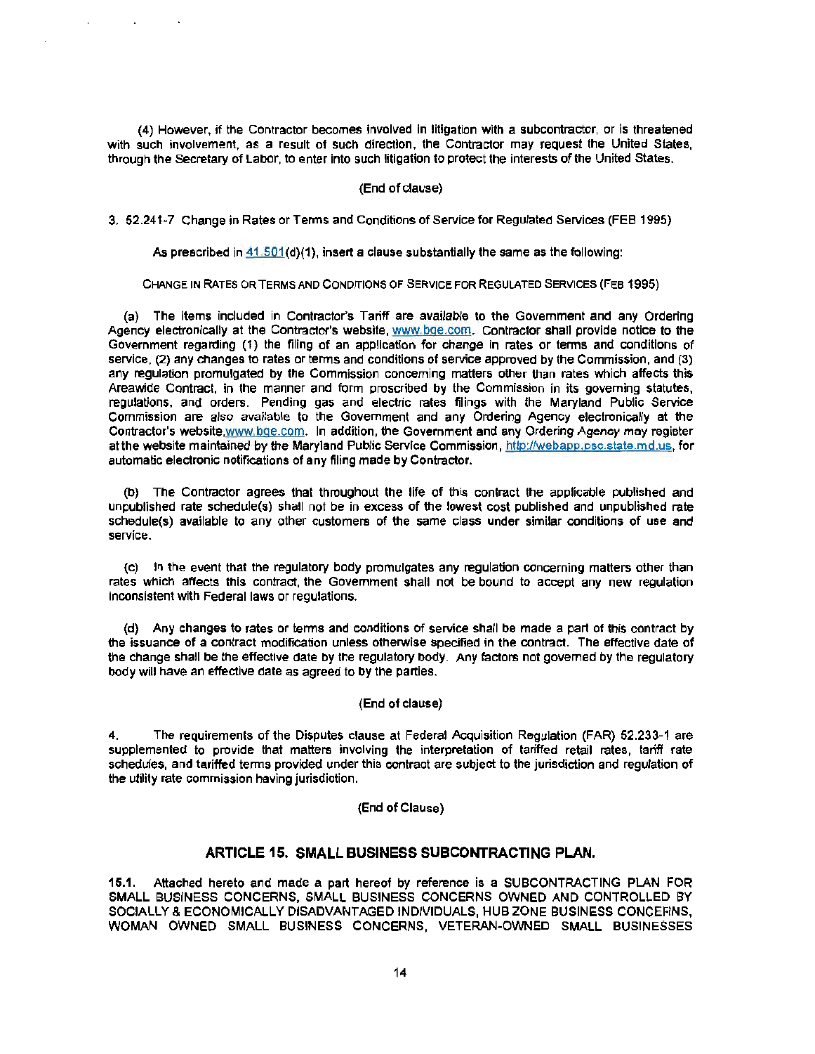(4) However, if the Contractor becomes involved in litigation with a subcontractor, or is threatened with such involvement, as a result of such direction, the Contractor may request the United States, through the Secretary of Labor, to enter into such litigation to protect the interests of the United States.

(End of clause)

3. 52.241-7 Change in Rates or Terms and Conditions of Service for Regulated Services (FEB 1995)

As prescribed in 41.501(d)(1), insert a clause substantially the same as the following:

CHANGE IN RATES OR TERMS AND CONDITIONS OF SERVICE FOR REGULATED SERVICES (FEB 1995)

(a) The items included in Contractor's Tariff are available to the Government and any Ordering Agency electronically at the Contractor's website, www.bge.com. Contractor shall provide notice to the Government regarding (1) the filing of an application for change in rates or terms and conditions of service, (2) any changes to rates or terms and conditions of service approved by the Commission, and (3) any regulation promulgated by the Commission concerning matters other than rates which affects this Areawide Contract, in the manner and form proscribed by the Commission in its governing statutes, regulations, and orders. Pending gas and electric rates filings with the Maryland Public Service Commission are also available to the Government and any Ordering Agency electronically at the Contractor's website, www.bge.com. In addition, the Government and any Ordering Agency may register at the website maintained by the Maryland Public Service Commission, http://webapp.psc.state.md.us, for automatic electronic notifications of any filing made by Contractor.

(b) The Contractor agrees that throughout the life of this contract the applicable published and unpublished rate schedule(s) shall not be in excess of the lowest cost published and unpublished rate schedule(s) available to any other customers of the same class under similar conditions of use and service.

(c) In the event that the regulatory body promulgates any regulation concerning matters other than rates which affects this contract, the Government shall not be bound to accept any new regulation inconsistent with Federal laws or regulations.

(d) Any changes to rates or terms and conditions of service shall be made a part of this contract by the issuance of a contract modification unless otherwise specified in the contract. The effective date of the change shall be the effective date by the regulatory body. Any factors not governed by the regulatory body will have an effective date as agreed to by the parties.

(End of clause)

4. The requirements of the Disputes clause at Federal Acquisition Regulation (FAR) 52.233-1 are supplemented to provide that matters involving the interpretation of tariffed retail rates, tariff rate schedules, and tariffed terms provided under this contract are subject to the jurisdiction and regulation of the utility rate commission having jurisdiction.

(End of Clause)

## ARTICLE 15. SMALL BUSINESS SUBCONTRACTING PLAN.

**15.1.** Attached hereto and made a part hereof by reference is a SUBCONTRACTING PLAN FOR SMALL BUSINESS CONCERNS, SMALL BUSINESS CONCERNS OWNED AND CONTROLLED BY SOCIALLY & ECONOMICALLY DISADVANTAGED INDIVIDUALS, HUB ZONE BUSINESS CONCERNS, WOMAN OWNED SMALL BUSINESS CONCERNS, VETERAN-OWNED SMALL BUSINESSES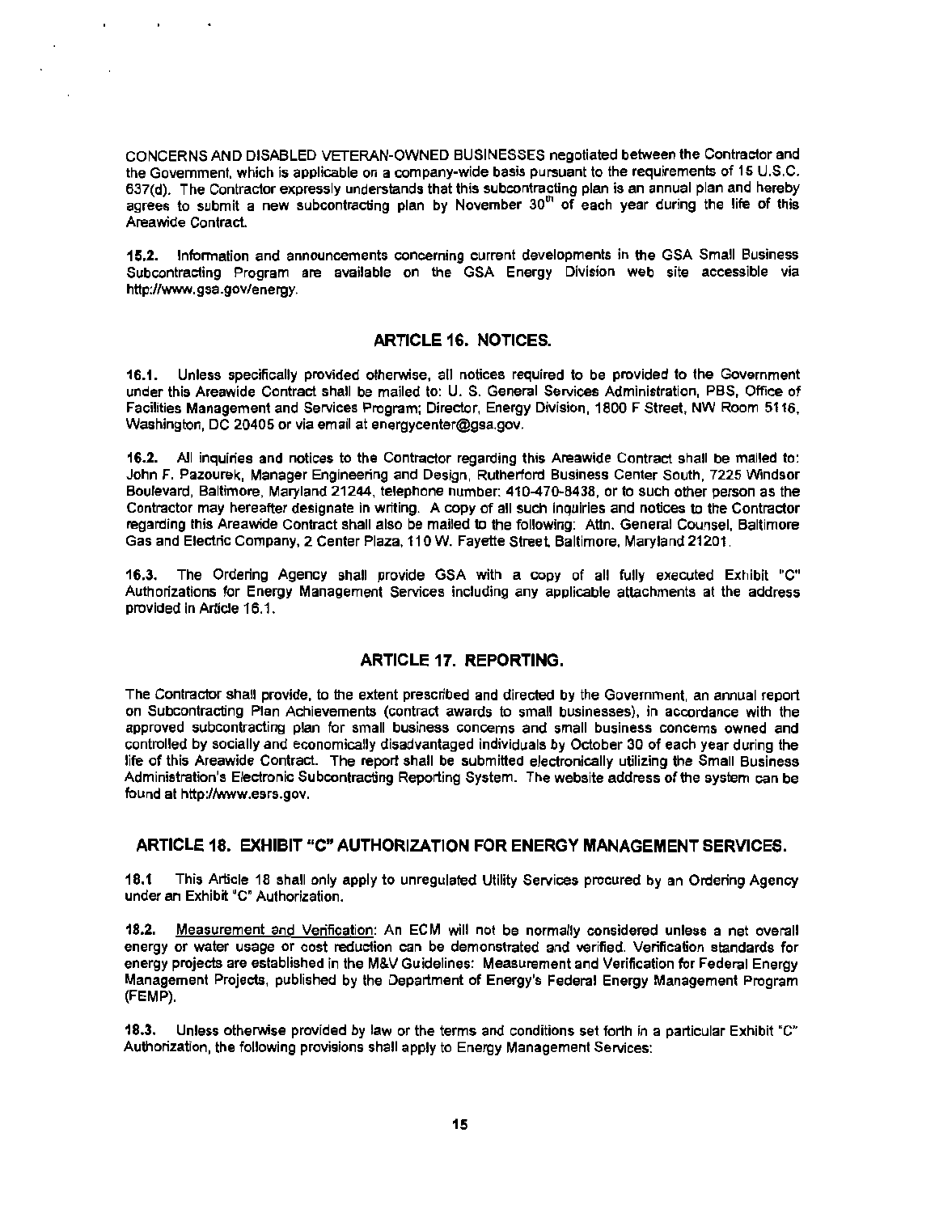CONCERNS AND DISABLED VETERAN-OWNED BUSINESSES negotiated between the Contractor and the Government, which is applicable on a company-wide basis pursuant to the requirements of 15 U.S.C. 637(d). The Contractor expressly understands that this subcontracting plan is an annual plan and hereby agrees to submit a new subcontracting plan by November 30th of each year during the life of this Areawide Contract.

**15.2.** Information and announcements concerning current developments in the GSA Small Business Subcontracting Program are available on the GSA Energy Division web site accessible via http://www.gsa.gov/energy.

## ARTICLE 16. NOTICES.

**16.1.** Unless specifically provided otherwise, all notices required to be provided to the Government under this Areawide Contract shall be mailed to: U. S. General Services Administration, PBS, Office of Facilities Management and Services Program; Director, Energy Division, 1800 F Street, NW Room 5116, Washington, DC 20405 or via email at energycenter@gsa.gov.

**16.2.** All inquiries and notices to the Contractor regarding this Areawide Contract shall be mailed to: John F. Pazourek, Manager Engineering and Design, Rutherford Business Center South, 7225 Windsor Boulevard, Baltimore, Maryland 21244, telephone number: 410-470-8438, or to such other person as the Contractor may hereafter designate in writing. A copy of all such inquiries and notices to the Contractor regarding this Areawide Contract shall also be mailed to the following: Attn. General Counsel, Baltimore Gas and Electric Company, 2 Center Plaza, 110 W. Fayette Street, Baltimore, Maryland 21201.

**16.3.** The Ordering Agency shall provide GSA with a copy of all fully executed Exhibit "C" Authorizations for Energy Management Services including any applicable attachments at the address provided in Article 16.1.

## ARTICLE 17. REPORTING.

The Contractor shall provide, to the extent prescribed and directed by the Government, an annual report on Subcontracting Plan Achievements (contract awards to small businesses), in accordance with the approved subcontracting plan for small business concerns and small business concerns owned and controlled by socially and economically disadvantaged individuals by October 30 of each year during the life of this Areawide Contract. The report shall be submitted electronically utilizing the Small Business Administration's Electronic Subcontracting Reporting System. The website address of the system can be found at http://www.esrs.gov.

## ARTICLE 18. EXHIBIT "C" AUTHORIZATION FOR ENERGY MANAGEMENT SERVICES.

**18.1** This Article 18 shall only apply to unregulated Utility Services procured by an Ordering Agency under an Exhibit "C" Authorization.

**18.2.** Measurement and Verification: An ECM will not be normally considered unless a net overall energy or water usage or cost reduction can be demonstrated and verified. Verification standards for energy projects are established in the M&V Guidelines: Measurement and Verification for Federal Energy Management Projects, published by the Department of Energy's Federal Energy Management Program (FEMP).

**18.3.** Unless otherwise provided by law or the terms and conditions set forth in a particular Exhibit "C" Authorization, the following provisions shall apply to Energy Management Services: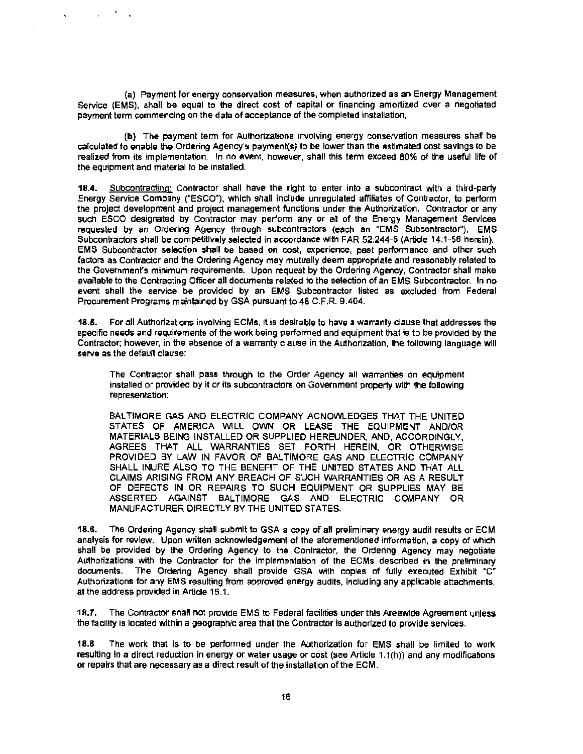(a) Payment for energy conservation measures, when authorized as an Energy Management Service (EMS), shall be equal to the direct cost of capital or financing amortized over a negotiated payment term commencing on the date of acceptance of the completed installation;

(b) The payment term for Authorizations involving energy conservation measures shall be calculated to enable the Ordering Agency's payment(s) to be lower than the estimated cost savings to be realized from its implementation. In no event, however, shall this term exceed 80% of the useful life of the equipment and material to be installed.

**18.4.** Subcontracting: Contractor shall have the right to enter into a subcontract with a third-party Energy Service Company ("ESCO"), which shall include unregulated affiliates of Contractor, to perform the project development and project management functions under the Authorization. Contractor or any such ESCO designated by Contractor may perform any or all of the Energy Management Services requested by an Ordering Agency through subcontractors (each an "EMS Subcontractor"). EMS Subcontractors shall be competitively selected in accordance with FAR 52.244-5 (Article 14.1-56 herein). EMS Subcontractor selection shall be based on cost, experience, past performance and other such factors as Contractor and the Ordering Agency may mutually deem appropriate and reasonably related to the Government's minimum requirements. Upon request by the Ordering Agency, Contractor shall make available to the Contracting Officer all documents related to the selection of an EMS Subcontractor. In no event shall the service be provided by an EMS Subcontractor listed as excluded from Federal Procurement Programs maintained by GSA pursuant to 48 C.F.R. 9.404.

**18.5.** For all Authorizations involving ECMs, it is desirable to have a warranty clause that addresses the specific needs and requirements of the work being performed and equipment that is to be provided by the Contractor; however, in the absence of a warranty clause in the Authorization, the following language will serve as the default clause:

> The Contractor shall pass through to the Order Agency all warranties on equipment installed or provided by it or its subcontractors on Government property with the following representation:
>
> BALTIMORE GAS AND ELECTRIC COMPANY ACNOWLEDGES THAT THE UNITED STATES OF AMERICA WILL OWN OR LEASE THE EQUIPMENT AND/OR MATERIALS BEING INSTALLED OR SUPPLIED HEREUNDER, AND, ACCORDINGLY, AGREES THAT ALL WARRANTIES SET FORTH HEREIN, OR OTHERWISE PROVIDED BY LAW IN FAVOR OF BALTIMORE GAS AND ELECTRIC COMPANY SHALL INURE ALSO TO THE BENEFIT OF THE UNITED STATES AND THAT ALL CLAIMS ARISING FROM ANY BREACH OF SUCH WARRANTIES OR AS A RESULT OF DEFECTS IN OR REPAIRS TO SUCH EQUIPMENT OR SUPPLIES MAY BE ASSERTED AGAINST BALTIMORE GAS AND ELECTRIC COMPANY OR MANUFACTURER DIRECTLY BY THE UNITED STATES.

**18.6.** The Ordering Agency shall submit to GSA a copy of all preliminary energy audit results or ECM analysis for review. Upon written acknowledgement of the aforementioned information, a copy of which shall be provided by the Ordering Agency to the Contractor, the Ordering Agency may negotiate Authorizations with the Contractor for the implementation of the ECMs described in the preliminary documents. The Ordering Agency shall provide GSA with copies of fully executed Exhibit "C" Authorizations for any EMS resulting from approved energy audits, including any applicable attachments, at the address provided in Article 16.1.

**18.7.** The Contractor shall not provide EMS to Federal facilities under this Areawide Agreement unless the facility is located within a geographic area that the Contractor is authorized to provide services.

**18.8** The work that is to be performed under the Authorization for EMS shall be limited to work resulting in a direct reduction in energy or water usage or cost (see Article 1.1(h)) and any modifications or repairs that are necessary as a direct result of the installation of the ECM.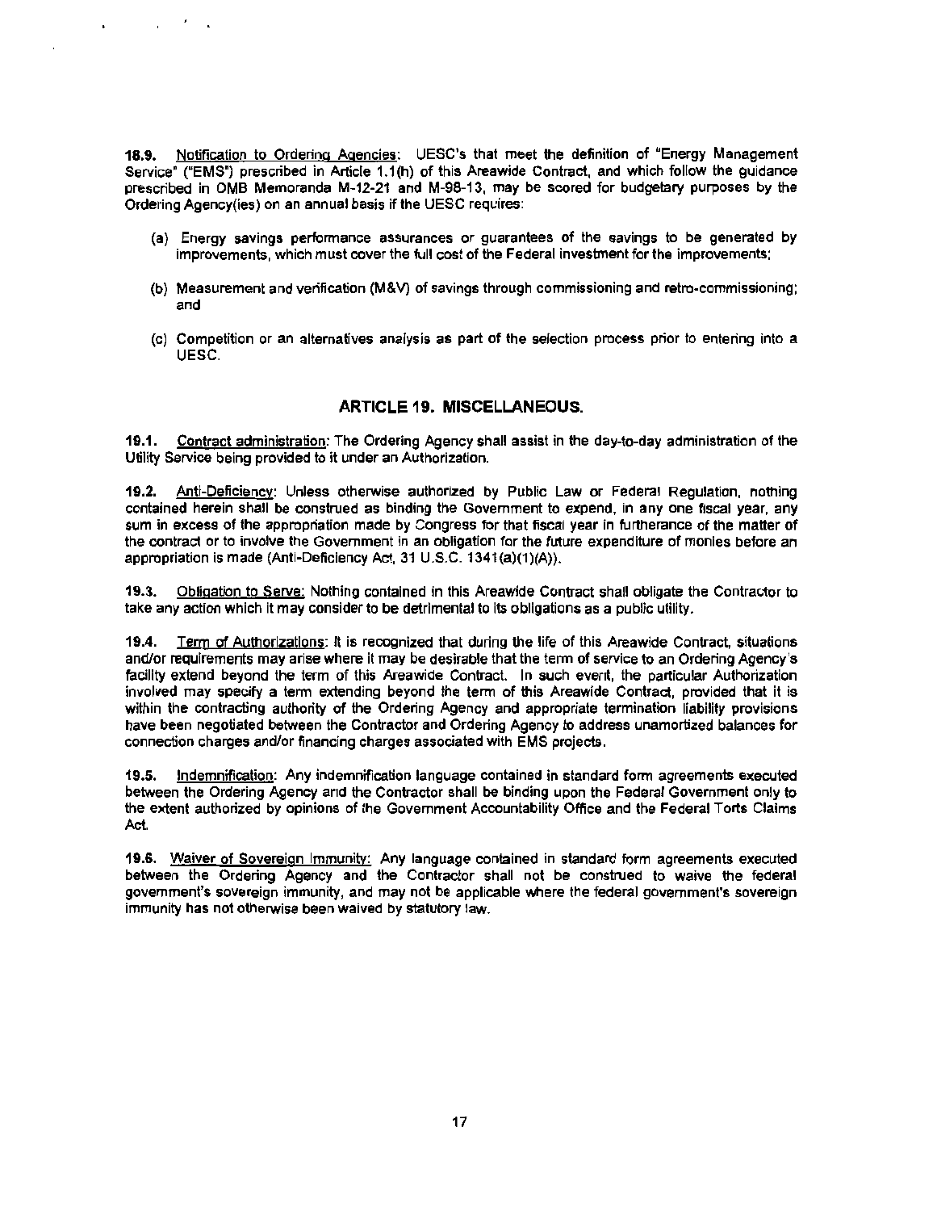**18.9.** Notification to Ordering Agencies: UESC's that meet the definition of "Energy Management Service" ("EMS") prescribed in Article 1.1(h) of this Areawide Contract, and which follow the guidance prescribed in OMB Memoranda M-12-21 and M-98-13, may be scored for budgetary purposes by the Ordering Agency(ies) on an annual basis if the UESC requires:

(a) Energy savings performance assurances or guarantees of the savings to be generated by improvements, which must cover the full cost of the Federal investment for the improvements;

(b) Measurement and verification (M&V) of savings through commissioning and retro-commissioning; and

(c) Competition or an alternatives analysis as part of the selection process prior to entering into a UESC.

## ARTICLE 19. MISCELLANEOUS.

**19.1.** Contract administration: The Ordering Agency shall assist in the day-to-day administration of the Utility Service being provided to it under an Authorization.

**19.2.** Anti-Deficiency: Unless otherwise authorized by Public Law or Federal Regulation, nothing contained herein shall be construed as binding the Government to expend, in any one fiscal year, any sum in excess of the appropriation made by Congress for that fiscal year in furtherance of the matter of the contract or to involve the Government in an obligation for the future expenditure of monies before an appropriation is made (Anti-Deficiency Act, 31 U.S.C. 1341(a)(1)(A)).

**19.3.** Obligation to Serve: Nothing contained in this Areawide Contract shall obligate the Contractor to take any action which it may consider to be detrimental to its obligations as a public utility.

**19.4.** Term of Authorizations: It is recognized that during the life of this Areawide Contract, situations and/or requirements may arise where it may be desirable that the term of service to an Ordering Agency's facility extend beyond the term of this Areawide Contract. In such event, the particular Authorization involved may specify a term extending beyond the term of this Areawide Contract, provided that it is within the contracting authority of the Ordering Agency and appropriate termination liability provisions have been negotiated between the Contractor and Ordering Agency to address unamortized balances for connection charges and/or financing charges associated with EMS projects.

**19.5.** Indemnification: Any indemnification language contained in standard form agreements executed between the Ordering Agency and the Contractor shall be binding upon the Federal Government only to the extent authorized by opinions of the Government Accountability Office and the Federal Torts Claims Act.

**19.6.** Waiver of Sovereign Immunity: Any language contained in standard form agreements executed between the Ordering Agency and the Contractor shall not be construed to waive the federal government's sovereign immunity, and may not be applicable where the federal government's sovereign immunity has not otherwise been waived by statutory law.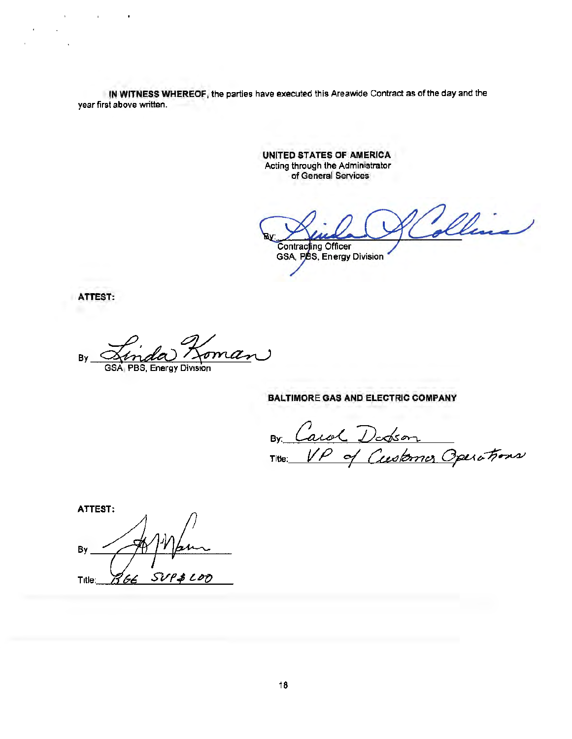**IN WITNESS WHEREOF,** the parties have executed this Areawide Contract as of the day and the year first above written.

**UNITED STATES OF AMERICA**
Acting through the Administrator
of General Services

By: Linda J Collins
Contracting Officer
GSA, PBS, Energy Division

**ATTEST:**

By Linda Koman
GSA, PBS, Energy Division

**BALTIMORE GAS AND ELECTRIC COMPANY**

By: Carol Dodson
Title: VP of Customer Operations

**ATTEST:**

By ______________________

Title: BGE SVP & COO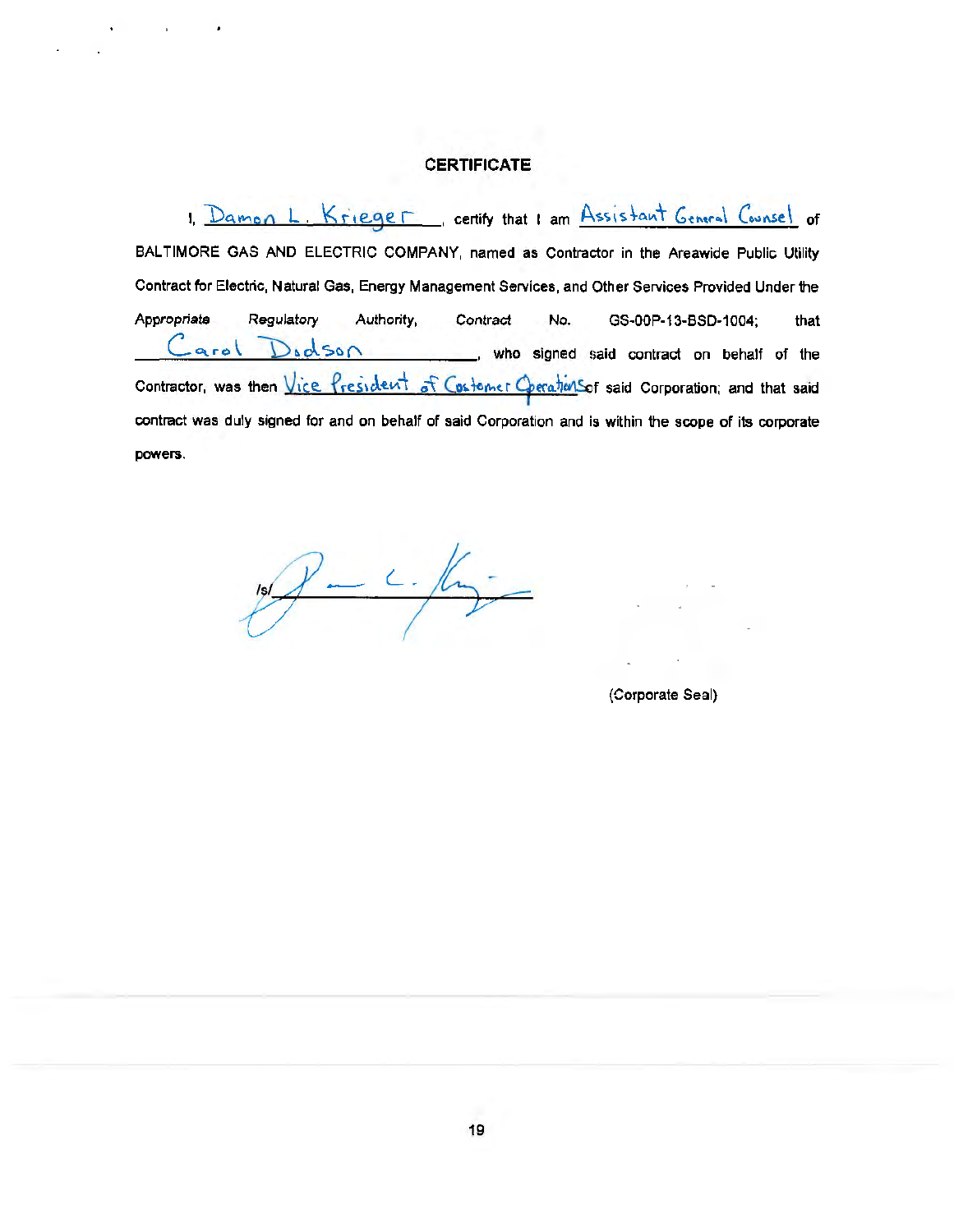# CERTIFICATE

I, Damon L. Krieger, certify that I am Assistant General Counsel of BALTIMORE GAS AND ELECTRIC COMPANY, named as Contractor in the Areawide Public Utility Contract for Electric, Natural Gas, Energy Management Services, and Other Services Provided Under the Appropriate Regulatory Authority, Contract No. GS-00P-13-BSD-1004; that Carol Dodson, who signed said contract on behalf of the Contractor, was then Vice President of Customer Operations of said Corporation; and that said contract was duly signed for and on behalf of said Corporation and is within the scope of its corporate powers.

/s/ ______________________

(Corporate Seal)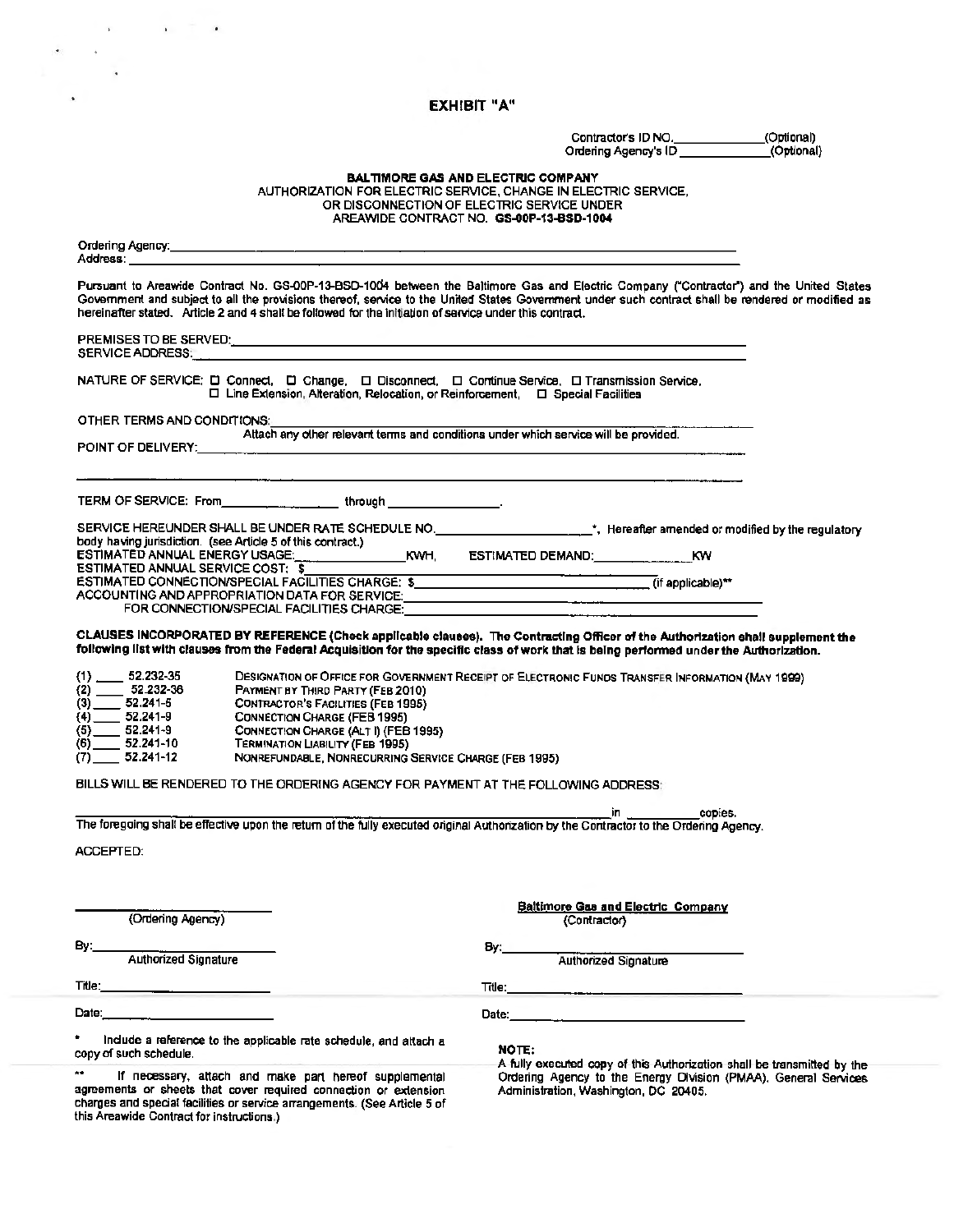# EXHIBIT "A"

Contractor's ID NO.______________(Optional)
Ordering Agency's ID ______________(Optional)

**BALTIMORE GAS AND ELECTRIC COMPANY**
AUTHORIZATION FOR ELECTRIC SERVICE, CHANGE IN ELECTRIC SERVICE,
OR DISCONNECTION OF ELECTRIC SERVICE UNDER
AREAWIDE CONTRACT NO. **GS-00P-13-BSD-1004**

Ordering Agency:_______________________________________________
Address: _______________________________________________

Pursuant to Areawide Contract No. GS-00P-13-BSD-1004 between the Baltimore Gas and Electric Company ("Contractor") and the United States Government and subject to all the provisions thereof, service to the United States Government under such contract shall be rendered or modified as hereinafter stated. Article 2 and 4 shall be followed for the initiation of service under this contract.

PREMISES TO BE SERVED:_______________________________________________
SERVICE ADDRESS:_______________________________________________

NATURE OF SERVICE: ☐ Connect, ☐ Change, ☐ Disconnect, ☐ Continue Service, ☐ Transmission Service,
☐ Line Extension, Alteration, Relocation, or Reinforcement, ☐ Special Facilities

OTHER TERMS AND CONDITIONS:_______________________________________________
Attach any other relevant terms and conditions under which service will be provided.

POINT OF DELIVERY:_______________________________________________

_______________________________________________

TERM OF SERVICE: From_________________ through _________________.

SERVICE HEREUNDER SHALL BE UNDER RATE SCHEDULE NO.______________________*, Hereafter amended or modified by the regulatory body having jurisdiction. (see Article 5 of this contract.)
ESTIMATED ANNUAL ENERGY USAGE:_______________KWH, ESTIMATED DEMAND:_______________KW
ESTIMATED ANNUAL SERVICE COST: $_______________________________
ESTIMATED CONNECTION/SPECIAL FACILITIES CHARGE: $_______________________________(if applicable)**
ACCOUNTING AND APPROPRIATION DATA FOR SERVICE:_______________________________
FOR CONNECTION/SPECIAL FACILITIES CHARGE:_______________________________

**CLAUSES INCORPORATED BY REFERENCE (Check applicable clauses). The Contracting Officer of the Authorization shall supplement the following list with clauses from the Federal Acquisition for the specific class of work that is being performed under the Authorization.**

(1) ____ 52.232-35 DESIGNATION OF OFFICE FOR GOVERNMENT RECEIPT OF ELECTRONIC FUNDS TRANSFER INFORMATION (MAY 1999)
(2) ____ 52.232-36 PAYMENT BY THIRD PARTY (FEB 2010)
(3) ____ 52.241-5 CONTRACTOR'S FACILITIES (FEB 1995)
(4) ____ 52.241-9 CONNECTION CHARGE (FEB 1995)
(5) ____ 52.241-9 CONNECTION CHARGE (ALT I) (FEB 1995)
(6) ____ 52.241-10 TERMINATION LIABILITY (FEB 1995)
(7) ____ 52.241-12 NONREFUNDABLE, NONRECURRING SERVICE CHARGE (FEB 1995)

BILLS WILL BE RENDERED TO THE ORDERING AGENCY FOR PAYMENT AT THE FOLLOWING ADDRESS:

_______________________________________________ in __________ copies.

The foregoing shall be effective upon the return of the fully executed original Authorization by the Contractor to the Ordering Agency.

ACCEPTED:

_______________________
(Ordering Agency)

By:_______________________
Authorized Signature

Title:_______________________

Date:_______________________

**Baltimore Gas and Electric Company**
(Contractor)

By:_______________________
Authorized Signature

Title:_______________________

Date:_______________________

\* Include a reference to the applicable rate schedule, and attach a copy of such schedule.

\*\* If necessary, attach and make part hereof supplemental agreements or sheets that cover required connection or extension charges and special facilities or service arrangements. (See Article 5 of this Areawide Contract for instructions.)

**NOTE:**
A fully executed copy of this Authorization shall be transmitted by the Ordering Agency to the Energy Division (PMAA), General Services Administration, Washington, DC 20405.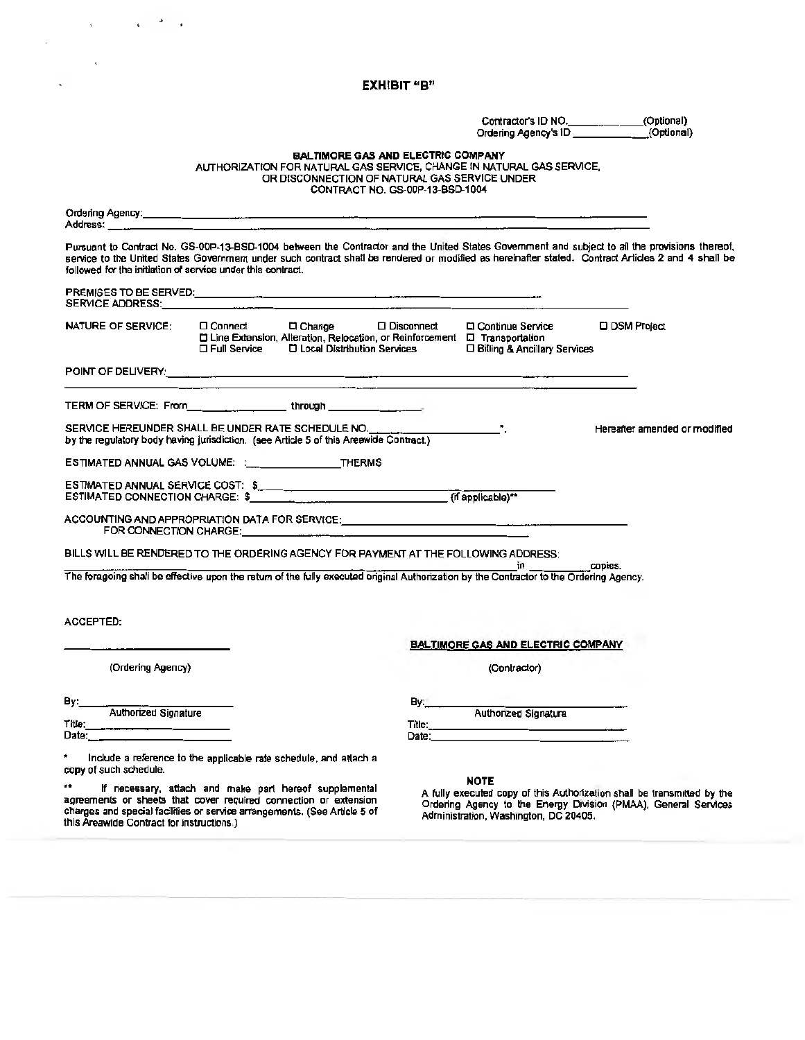# EXHIBIT "B"

Contractor's ID NO.____________(Optional)
Ordering Agency's ID ____________(Optional)

**BALTIMORE GAS AND ELECTRIC COMPANY**
AUTHORIZATION FOR NATURAL GAS SERVICE, CHANGE IN NATURAL GAS SERVICE, OR DISCONNECTION OF NATURAL GAS SERVICE UNDER
CONTRACT NO. GS-00P-13-BSD-1004

Ordering Agency:______________________________________________
Address: ______________________________________________

Pursuant to Contract No. GS-00P-13-BSD-1004 between the Contractor and the United States Government and subject to all the provisions thereof, service to the United States Government under such contract shall be rendered or modified as hereinafter stated. Contract Articles 2 and 4 shall be followed for the initiation of service under this contract.

PREMISES TO BE SERVED:______________________________________________
SERVICE ADDRESS:______________________________________________

NATURE OF SERVICE: ☐ Connect ☐ Change ☐ Disconnect ☐ Continue Service ☐ DSM Project
☐ Line Extension, Alteration, Relocation, or Reinforcement ☐ Transportation
☐ Full Service ☐ Local Distribution Services ☐ Billing & Ancillary Services

POINT OF DELIVERY:______________________________________________

TERM OF SERVICE: From______________ through ______________

SERVICE HEREUNDER SHALL BE UNDER RATE SCHEDULE NO.____________________*. Hereafter amended or modified by the regulatory body having jurisdiction. (see Article 5 of this Areawide Contract.)

ESTIMATED ANNUAL GAS VOLUME: ______________ THERMS

ESTIMATED ANNUAL SERVICE COST: $______________________________
ESTIMATED CONNECTION CHARGE: $______________________________ (if applicable)**

ACCOUNTING AND APPROPRIATION DATA FOR SERVICE:______________________________
FOR CONNECTION CHARGE:______________________________

BILLS WILL BE RENDERED TO THE ORDERING AGENCY FOR PAYMENT AT THE FOLLOWING ADDRESS:
______________________________________________ in ________ copies.

The foregoing shall be effective upon the return of the fully executed original Authorization by the Contractor to the Ordering Agency.

ACCEPTED:

______________________
(Ordering Agency)

By:______________________
Authorized Signature
Title:______________________
Date:______________________

**BALTIMORE GAS AND ELECTRIC COMPANY**
(Contractor)

By:______________________
Authorized Signature
Title:______________________
Date:______________________

\* Include a reference to the applicable rate schedule, and attach a copy of such schedule.

\*\* If necessary, attach and make part hereof supplemental agreements or sheets that cover required connection or extension charges and special facilities or service arrangements. (See Article 5 of this Areawide Contract for instructions.)

**NOTE**
A fully executed copy of this Authorization shall be transmitted by the Ordering Agency to the Energy Division (PMAA), General Services Administration, Washington, DC 20405.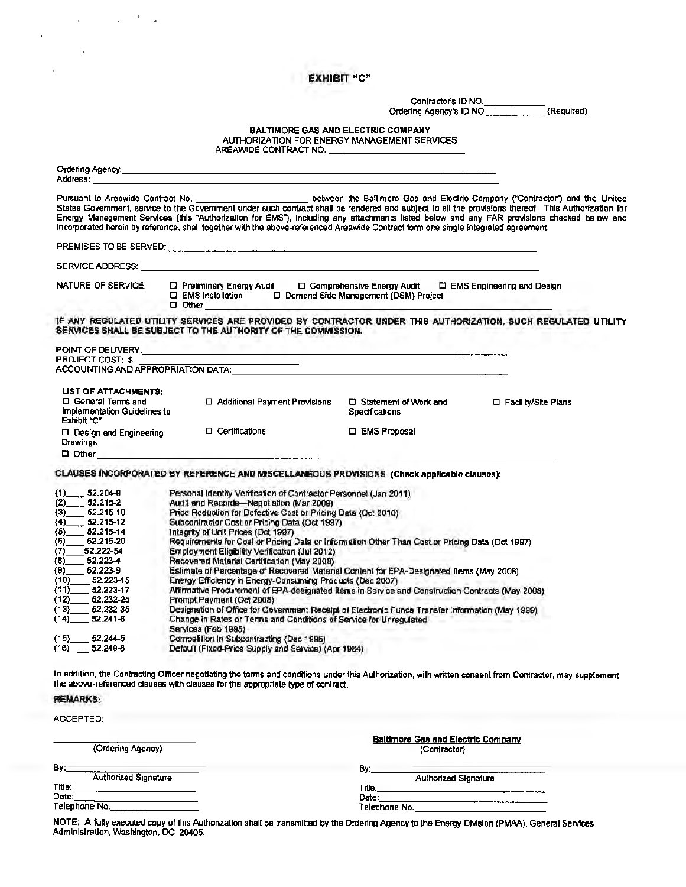# EXHIBIT "C"

Contractor's ID NO.\_\_\_\_\_\_\_\_\_\_\_\_
Ordering Agency's ID NO \_\_\_\_\_\_\_\_\_\_\_\_(Required)

**BALTIMORE GAS AND ELECTRIC COMPANY**
AUTHORIZATION FOR ENERGY MANAGEMENT SERVICES
AREAWIDE CONTRACT NO. \_\_\_\_\_\_\_\_\_\_\_\_\_\_\_\_\_\_\_\_\_\_\_\_

Ordering Agency: \_\_\_\_\_\_\_\_\_\_\_\_\_\_\_\_\_\_\_\_\_\_\_\_\_\_\_\_\_\_\_\_\_\_\_\_\_\_\_\_
Address: \_\_\_\_\_\_\_\_\_\_\_\_\_\_\_\_\_\_\_\_\_\_\_\_\_\_\_\_\_\_\_\_\_\_\_\_\_\_\_\_

Pursuant to Areawide Contract No. \_\_\_\_\_\_\_\_\_\_\_\_\_\_\_\_\_\_\_\_ between the Baltimore Gas and Electric Company ("Contractor") and the United States Government, service to the Government under such contract shall be rendered and subject to all the provisions thereof. This Authorization for Energy Management Services (this "Authorization for EMS"), including any attachments listed below and any FAR provisions checked below and incorporated herein by reference, shall together with the above-referenced Areawide Contract form one single integrated agreement.

PREMISES TO BE SERVED: \_\_\_\_\_\_\_\_\_\_\_\_\_\_\_\_\_\_\_\_\_\_\_\_\_\_\_\_\_\_\_\_\_\_\_\_\_\_\_\_

SERVICE ADDRESS: \_\_\_\_\_\_\_\_\_\_\_\_\_\_\_\_\_\_\_\_\_\_\_\_\_\_\_\_\_\_\_\_\_\_\_\_\_\_\_\_

NATURE OF SERVICE:
- ☐ Preliminary Energy Audit
- ☐ Comprehensive Energy Audit
- ☐ EMS Engineering and Design
- ☐ EMS Installation
- ☐ Demand Side Management (DSM) Project
- ☐ Other \_\_\_\_\_\_\_\_\_\_\_\_\_\_\_\_\_\_\_\_\_\_\_\_\_\_\_\_\_\_\_\_

**IF ANY REGULATED UTILITY SERVICES ARE PROVIDED BY CONTRACTOR UNDER THIS AUTHORIZATION, SUCH REGULATED UTILITY SERVICES SHALL BE SUBJECT TO THE AUTHORITY OF THE COMMISSION.**

POINT OF DELIVERY: \_\_\_\_\_\_\_\_\_\_\_\_\_\_\_\_\_\_\_\_\_\_\_\_\_\_\_\_\_\_\_\_\_\_\_\_\_\_\_\_
PROJECT COST: $ \_\_\_\_\_\_\_\_\_\_\_\_\_\_\_\_\_\_\_\_\_\_\_\_
ACCOUNTING AND APPROPRIATION DATA: \_\_\_\_\_\_\_\_\_\_\_\_\_\_\_\_\_\_\_\_\_\_\_\_\_\_\_\_\_\_\_\_

**LIST OF ATTACHMENTS:**
- ☐ General Terms and Implementation Guidelines to Exhibit "C"
- ☐ Additional Payment Provisions
- ☐ Statement of Work and Specifications
- ☐ Facility/Site Plans
- ☐ Design and Engineering Drawings
- ☐ Certifications
- ☐ EMS Proposal
- ☐ Other \_\_\_\_\_\_\_\_\_\_\_\_\_\_\_\_\_\_\_\_\_\_\_\_\_\_\_\_\_\_\_\_

**CLAUSES INCORPORATED BY REFERENCE AND MISCELLANEOUS PROVISIONS (Check applicable clauses):**

| | Clause | Title |
|---|---|---|
| (1)\_\_\_\_ | 52.204-9 | Personal Identity Verification of Contractor Personnel (Jan 2011) |
| (2)\_\_\_\_ | 52.215-2 | Audit and Records—Negotiation (Mar 2009) |
| (3)\_\_\_\_ | 52.215-10 | Price Reduction for Defective Cost or Pricing Data (Oct 2010) |
| (4)\_\_\_\_ | 52.215-12 | Subcontractor Cost or Pricing Data (Oct 1997) |
| (5)\_\_\_\_ | 52.215-14 | Integrity of Unit Prices (Oct 1997) |
| (6)\_\_\_\_ | 52.215-20 | Requirements for Cost or Pricing Data or Information Other Than Cost or Pricing Data (Oct 1997) |
| (7)\_\_\_\_ | 52.222-54 | Employment Eligibility Verification (Jul 2012) |
| (8)\_\_\_\_ | 52.223-4 | Recovered Material Certification (May 2008) |
| (9)\_\_\_\_ | 52.223-9 | Estimate of Percentage of Recovered Material Content for EPA-Designated Items (May 2008) |
| (10)\_\_\_\_ | 52.223-15 | Energy Efficiency in Energy-Consuming Products (Dec 2007) |
| (11)\_\_\_\_ | 52.223-17 | Affirmative Procurement of EPA-designated Items in Service and Construction Contracts (May 2008) |
| (12)\_\_\_\_ | 52.232-25 | Prompt Payment (Oct 2008) |
| (13)\_\_\_\_ | 52.232-35 | Designation of Office for Government Receipt of Electronic Funds Transfer Information (May 1999) |
| (14)\_\_\_\_ | 52.241-8 | Change in Rates or Terms and Conditions of Service for Unregulated Services (Feb 1995) |
| (15)\_\_\_\_ | 52.244-5 | Competition in Subcontracting (Dec 1996) |
| (16)\_\_\_\_ | 52.249-8 | Default (Fixed-Price Supply and Service) (Apr 1984) |

In addition, the Contracting Officer negotiating the terms and conditions under this Authorization, with written consent from Contractor, may supplement the above-referenced clauses with clauses for the appropriate type of contract.

**REMARKS:**

ACCEPTED:

| | |
|---|---|
| \_\_\_\_\_\_\_\_\_\_\_\_\_\_\_\_\_\_\_\_ | **Baltimore Gas and Electric Company** |
| (Ordering Agency) | (Contractor) |
| By: \_\_\_\_\_\_\_\_\_\_\_\_\_\_\_\_\_\_\_\_ | By: \_\_\_\_\_\_\_\_\_\_\_\_\_\_\_\_\_\_\_\_ |
| Authorized Signature | Authorized Signature |
| Title: \_\_\_\_\_\_\_\_\_\_\_\_\_\_\_\_\_\_\_\_ | Title. \_\_\_\_\_\_\_\_\_\_\_\_\_\_\_\_\_\_\_\_ |
| Date: \_\_\_\_\_\_\_\_\_\_\_\_\_\_\_\_\_\_\_\_ | Date: \_\_\_\_\_\_\_\_\_\_\_\_\_\_\_\_\_\_\_\_ |
| Telephone No. \_\_\_\_\_\_\_\_\_\_\_\_\_\_\_\_\_\_\_\_ | Telephone No. \_\_\_\_\_\_\_\_\_\_\_\_\_\_\_\_\_\_\_\_ |

**NOTE:** A fully executed copy of this Authorization shall be transmitted by the Ordering Agency to the Energy Division (PMAA), General Services Administration, Washington, DC 20405.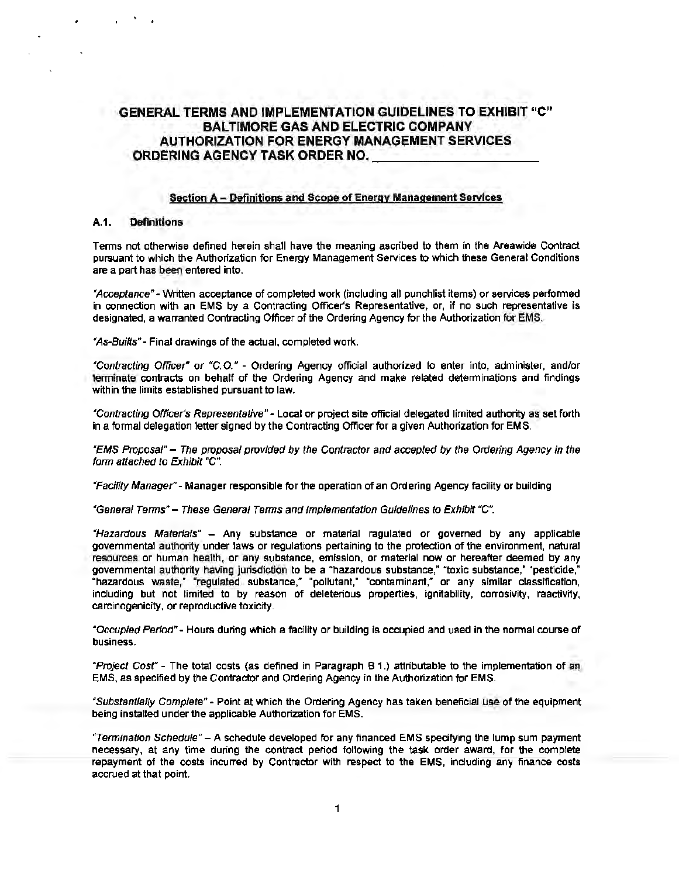# GENERAL TERMS AND IMPLEMENTATION GUIDELINES TO EXHIBIT "C" BALTIMORE GAS AND ELECTRIC COMPANY AUTHORIZATION FOR ENERGY MANAGEMENT SERVICES ORDERING AGENCY TASK ORDER NO. ________________________

## Section A – Definitions and Scope of Energy Management Services

### A.1. Definitions

Terms not otherwise defined herein shall have the meaning ascribed to them in the Areawide Contract pursuant to which the Authorization for Energy Management Services to which these General Conditions are a part has been entered into.

*"Acceptance"* - Written acceptance of completed work (including all punchlist items) or services performed in connection with an EMS by a Contracting Officer's Representative, or, if no such representative is designated, a warranted Contracting Officer of the Ordering Agency for the Authorization for EMS.

*"As-Builts"* - Final drawings of the actual, completed work.

*"Contracting Officer" or "C.O."* - Ordering Agency official authorized to enter into, administer, and/or terminate contracts on behalf of the Ordering Agency and make related determinations and findings within the limits established pursuant to law.

*"Contracting Officer's Representative"* - Local or project site official delegated limited authority as set forth in a formal delegation letter signed by the Contracting Officer for a given Authorization for EMS.

*"EMS Proposal" – The proposal provided by the Contractor and accepted by the Ordering Agency in the form attached to Exhibit "C".*

*"Facility Manager"* - Manager responsible for the operation of an Ordering Agency facility or building

*"General Terms" – These General Terms and Implementation Guidelines to Exhibit "C".*

*"Hazardous Materials"* – Any substance or material regulated or governed by any applicable governmental authority under laws or regulations pertaining to the protection of the environment, natural resources or human health, or any substance, emission, or material now or hereafter deemed by any governmental authority having jurisdiction to be a "hazardous substance," "toxic substance," "pesticide," "hazardous waste," "regulated substance," "pollutant," "contaminant," or any similar classification, including but not limited to by reason of deleterious properties, ignitability, corrosivity, reactivity, carcinogenicity, or reproductive toxicity.

*"Occupied Period"* - Hours during which a facility or building is occupied and used in the normal course of business.

*"Project Cost"* - The total costs (as defined in Paragraph B 1.) attributable to the implementation of an EMS, as specified by the Contractor and Ordering Agency in the Authorization for EMS.

*"Substantially Complete"* - Point at which the Ordering Agency has taken beneficial use of the equipment being installed under the applicable Authorization for EMS.

*"Termination Schedule"* – A schedule developed for any financed EMS specifying the lump sum payment necessary, at any time during the contract period following the task order award, for the complete repayment of the costs incurred by Contractor with respect to the EMS, including any finance costs accrued at that point.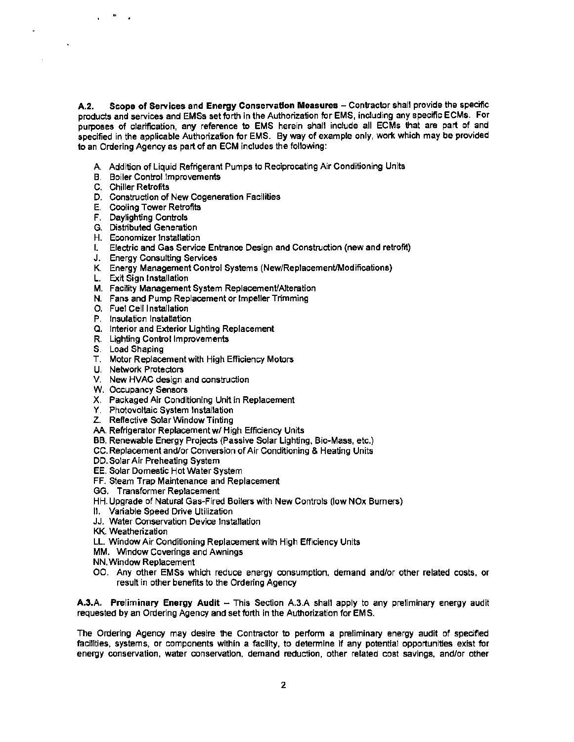**A.2. Scope of Services and Energy Conservation Measures** – Contractor shall provide the specific products and services and EMSs set forth in the Authorization for EMS, including any specific ECMs. For purposes of clarification, any reference to EMS herein shall include all ECMs that are part of and specified in the applicable Authorization for EMS. By way of example only, work which may be provided to an Ordering Agency as part of an ECM includes the following:

A. Addition of Liquid Refrigerant Pumps to Reciprocating Air Conditioning Units
B. Boiler Control Improvements
C. Chiller Retrofits
D. Construction of New Cogeneration Facilities
E. Cooling Tower Retrofits
F. Daylighting Controls
G. Distributed Generation
H. Economizer Installation
I. Electric and Gas Service Entrance Design and Construction (new and retrofit)
J. Energy Consulting Services
K. Energy Management Control Systems (New/Replacement/Modifications)
L. Exit Sign Installation
M. Facility Management System Replacement/Alteration
N. Fans and Pump Replacement or Impeller Trimming
O. Fuel Cell Installation
P. Insulation Installation
Q. Interior and Exterior Lighting Replacement
R. Lighting Control Improvements
S. Load Shaping
T. Motor Replacement with High Efficiency Motors
U. Network Protectors
V. New HVAC design and construction
W. Occupancy Sensors
X. Packaged Air Conditioning Unit in Replacement
Y. Photovoltaic System Installation
Z. Reflective Solar Window Tinting
AA. Refrigerator Replacement w/ High Efficiency Units
BB. Renewable Energy Projects (Passive Solar Lighting, Bio-Mass, etc.)
CC. Replacement and/or Conversion of Air Conditioning & Heating Units
DD. Solar Air Preheating System
EE. Solar Domestic Hot Water System
FF. Steam Trap Maintenance and Replacement
GG. Transformer Replacement
HH. Upgrade of Natural Gas-Fired Boilers with New Controls (low NOx Burners)
II. Variable Speed Drive Utilization
JJ. Water Conservation Device Installation
KK. Weatherization
LL. Window Air Conditioning Replacement with High Efficiency Units
MM. Window Coverings and Awnings
NN. Window Replacement
OO. Any other EMSs which reduce energy consumption, demand and/or other related costs, or result in other benefits to the Ordering Agency

**A.3.A. Preliminary Energy Audit** – This Section A.3.A shall apply to any preliminary energy audit requested by an Ordering Agency and set forth in the Authorization for EMS.

The Ordering Agency may desire the Contractor to perform a preliminary energy audit of specified facilities, systems, or components within a facility, to determine if any potential opportunities exist for energy conservation, water conservation, demand reduction, other related cost savings, and/or other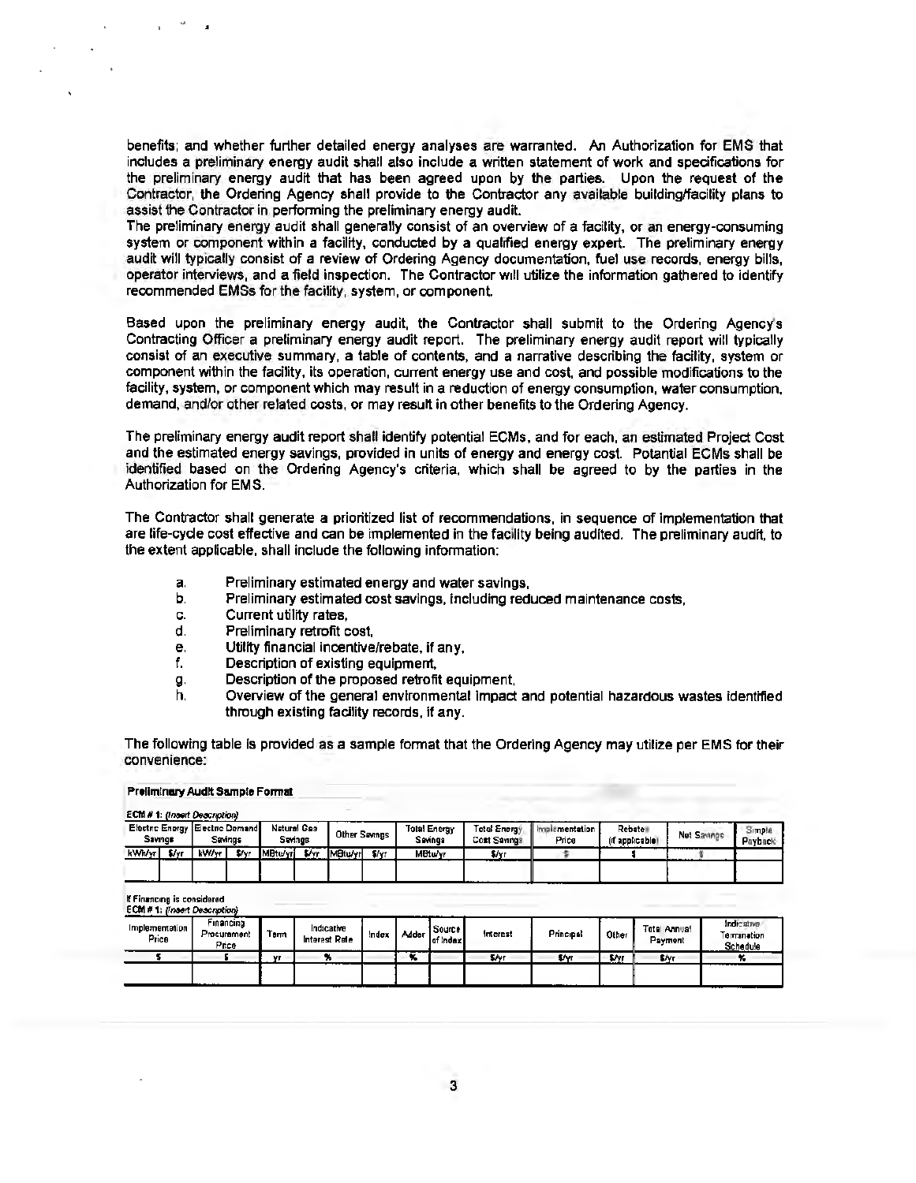benefits; and whether further detailed energy analyses are warranted. An Authorization for EMS that includes a preliminary energy audit shall also include a written statement of work and specifications for the preliminary energy audit that has been agreed upon by the parties. Upon the request of the Contractor, the Ordering Agency shall provide to the Contractor any available building/facility plans to assist the Contractor in performing the preliminary energy audit.
The preliminary energy audit shall generally consist of an overview of a facility, or an energy-consuming system or component within a facility, conducted by a qualified energy expert. The preliminary energy audit will typically consist of a review of Ordering Agency documentation, fuel use records, energy bills, operator interviews, and a field inspection. The Contractor will utilize the information gathered to identify recommended EMSs for the facility, system, or component.

Based upon the preliminary energy audit, the Contractor shall submit to the Ordering Agency's Contracting Officer a preliminary energy audit report. The preliminary energy audit report will typically consist of an executive summary, a table of contents, and a narrative describing the facility, system or component within the facility, its operation, current energy use and cost, and possible modifications to the facility, system, or component which may result in a reduction of energy consumption, water consumption, demand, and/or other related costs, or may result in other benefits to the Ordering Agency.

The preliminary energy audit report shall identify potential ECMs, and for each, an estimated Project Cost and the estimated energy savings, provided in units of energy and energy cost. Potential ECMs shall be identified based on the Ordering Agency's criteria, which shall be agreed to by the parties in the Authorization for EMS.

The Contractor shall generate a prioritized list of recommendations, in sequence of implementation that are life-cycle cost effective and can be implemented in the facility being audited. The preliminary audit, to the extent applicable, shall include the following information:

a. Preliminary estimated energy and water savings,
b. Preliminary estimated cost savings, including reduced maintenance costs,
c. Current utility rates,
d. Preliminary retrofit cost,
e. Utility financial incentive/rebate, if any,
f. Description of existing equipment,
g. Description of the proposed retrofit equipment,
h. Overview of the general environmental impact and potential hazardous wastes identified through existing facility records, if any.

The following table is provided as a sample format that the Ordering Agency may utilize per EMS for their convenience:

**Preliminary Audit Sample Format**

ECM # 1: *(Insert Description)*

| Electric Energy Savings | | Electric Demand Savings | | Natural Gas Savings | | Other Savings | | Total Energy Savings | Total Energy Cost Savings | Implementation Price | Rebates (if applicable) | Net Savings | Simple Payback |
|---|---|---|---|---|---|---|---|---|---|---|---|---|---|
| kWh/yr | $/yr | kW/yr | $/yr | MBtu/yr | $/yr | MBtu/yr | $/yr | MBtu/yr | $/yr | $ | $ | $ | |
| | | | | | | | | | | | | | |

If Financing is considered
ECM # 1: *(Insert Description)*

| Implementation Price | Financing Procurement Price | Term | Indicative Interest Rate | Index | Adder | Source of Index | Interest | Principal | Other | Total Annual Payment | Indicative Termination Schedule |
|---|---|---|---|---|---|---|---|---|---|---|---|
| $ | $ | yr | % | | % | | $/yr | $/yr | $/yr | $/yr | % |
| | | | | | | | | | | | |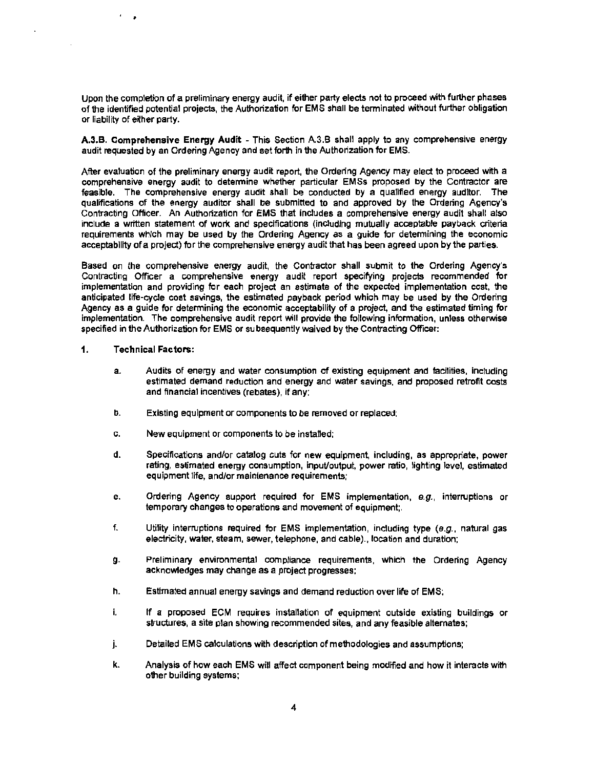Upon the completion of a preliminary energy audit, if either party elects not to proceed with further phases of the identified potential projects, the Authorization for EMS shall be terminated without further obligation or liability of either party.

**A.3.B. Comprehensive Energy Audit** - This Section A.3.B shall apply to any comprehensive energy audit requested by an Ordering Agency and set forth in the Authorization for EMS.

After evaluation of the preliminary energy audit report, the Ordering Agency may elect to proceed with a comprehensive energy audit to determine whether particular EMSs proposed by the Contractor are feasible. The comprehensive energy audit shall be conducted by a qualified energy auditor. The qualifications of the energy auditor shall be submitted to and approved by the Ordering Agency's Contracting Officer. An Authorization for EMS that includes a comprehensive energy audit shall also include a written statement of work and specifications (including mutually acceptable payback criteria requirements which may be used by the Ordering Agency as a guide for determining the economic acceptability of a project) for the comprehensive energy audit that has been agreed upon by the parties.

Based on the comprehensive energy audit, the Contractor shall submit to the Ordering Agency's Contracting Officer a comprehensive energy audit report specifying projects recommended for implementation and providing for each project an estimate of the expected implementation cost, the anticipated life-cycle cost savings, the estimated payback period which may be used by the Ordering Agency as a guide for determining the economic acceptability of a project, and the estimated timing for implementation. The comprehensive audit report will provide the following information, unless otherwise specified in the Authorization for EMS or subsequently waived by the Contracting Officer:

**1. Technical Factors:**

a. Audits of energy and water consumption of existing equipment and facilities, including estimated demand reduction and energy and water savings, and proposed retrofit costs and financial incentives (rebates), if any;

b. Existing equipment or components to be removed or replaced;

c. New equipment or components to be installed;

d. Specifications and/or catalog cuts for new equipment, including, as appropriate, power rating, estimated energy consumption, input/output, power ratio, lighting level, estimated equipment life, and/or maintenance requirements;

e. Ordering Agency support required for EMS implementation, *e.g.*, interruptions or temporary changes to operations and movement of equipment;

f. Utility interruptions required for EMS implementation, including type (*e.g.*, natural gas electricity, water, steam, sewer, telephone, and cable)., location and duration;

g. Preliminary environmental compliance requirements, which the Ordering Agency acknowledges may change as a project progresses;

h. Estimated annual energy savings and demand reduction over life of EMS;

i. If a proposed ECM requires installation of equipment outside existing buildings or structures, a site plan showing recommended sites, and any feasible alternates;

j. Detailed EMS calculations with description of methodologies and assumptions;

k. Analysis of how each EMS will affect component being modified and how it interacts with other building systems;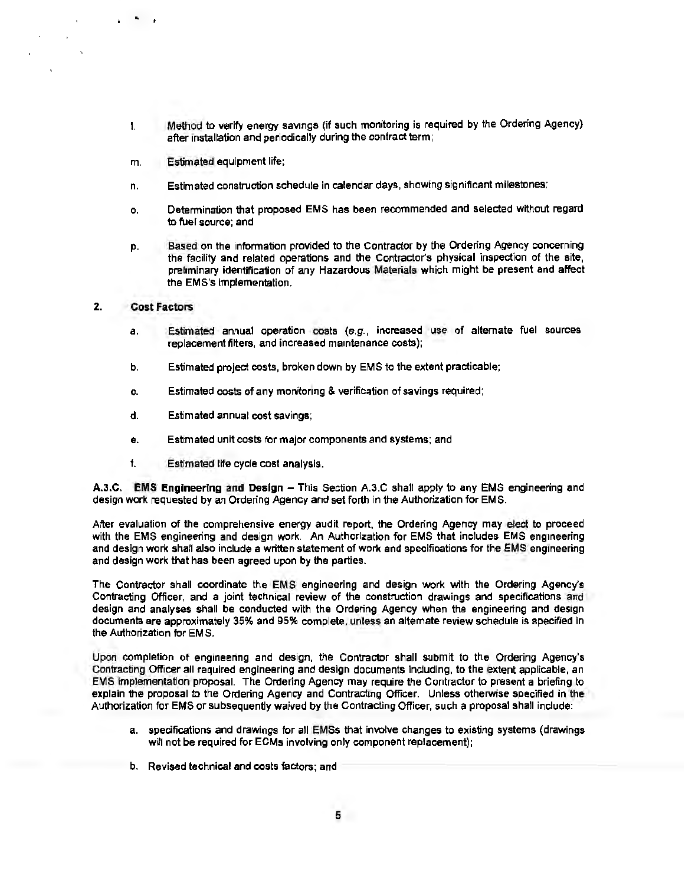l. Method to verify energy savings (if such monitoring is required by the Ordering Agency) after installation and periodically during the contract term;

m. Estimated equipment life;

n. Estimated construction schedule in calendar days, showing significant milestones;

o. Determination that proposed EMS has been recommended and selected without regard to fuel source; and

p. Based on the information provided to the Contractor by the Ordering Agency concerning the facility and related operations and the Contractor's physical inspection of the site, preliminary identification of any Hazardous Materials which might be present and affect the EMS's implementation.

**2. Cost Factors**

a. Estimated annual operation costs (*e.g.*, increased use of alternate fuel sources replacement filters, and increased maintenance costs);

b. Estimated project costs, broken down by EMS to the extent practicable;

c. Estimated costs of any monitoring & verification of savings required;

d. Estimated annual cost savings;

e. Estimated unit costs for major components and systems; and

f. Estimated life cycle cost analysis.

**A.3.C. EMS Engineering and Design** – This Section A.3.C shall apply to any EMS engineering and design work requested by an Ordering Agency and set forth in the Authorization for EMS.

After evaluation of the comprehensive energy audit report, the Ordering Agency may elect to proceed with the EMS engineering and design work. An Authorization for EMS that includes EMS engineering and design work shall also include a written statement of work and specifications for the EMS engineering and design work that has been agreed upon by the parties.

The Contractor shall coordinate the EMS engineering and design work with the Ordering Agency's Contracting Officer, and a joint technical review of the construction drawings and specifications and design and analyses shall be conducted with the Ordering Agency when the engineering and design documents are approximately 35% and 95% complete, unless an alternate review schedule is specified in the Authorization for EMS.

Upon completion of engineering and design, the Contractor shall submit to the Ordering Agency's Contracting Officer all required engineering and design documents including, to the extent applicable, an EMS implementation proposal. The Ordering Agency may require the Contractor to present a briefing to explain the proposal to the Ordering Agency and Contracting Officer. Unless otherwise specified in the Authorization for EMS or subsequently waived by the Contracting Officer, such a proposal shall include:

a. specifications and drawings for all EMSs that involve changes to existing systems (drawings will not be required for ECMs involving only component replacement);

b. Revised technical and costs factors; and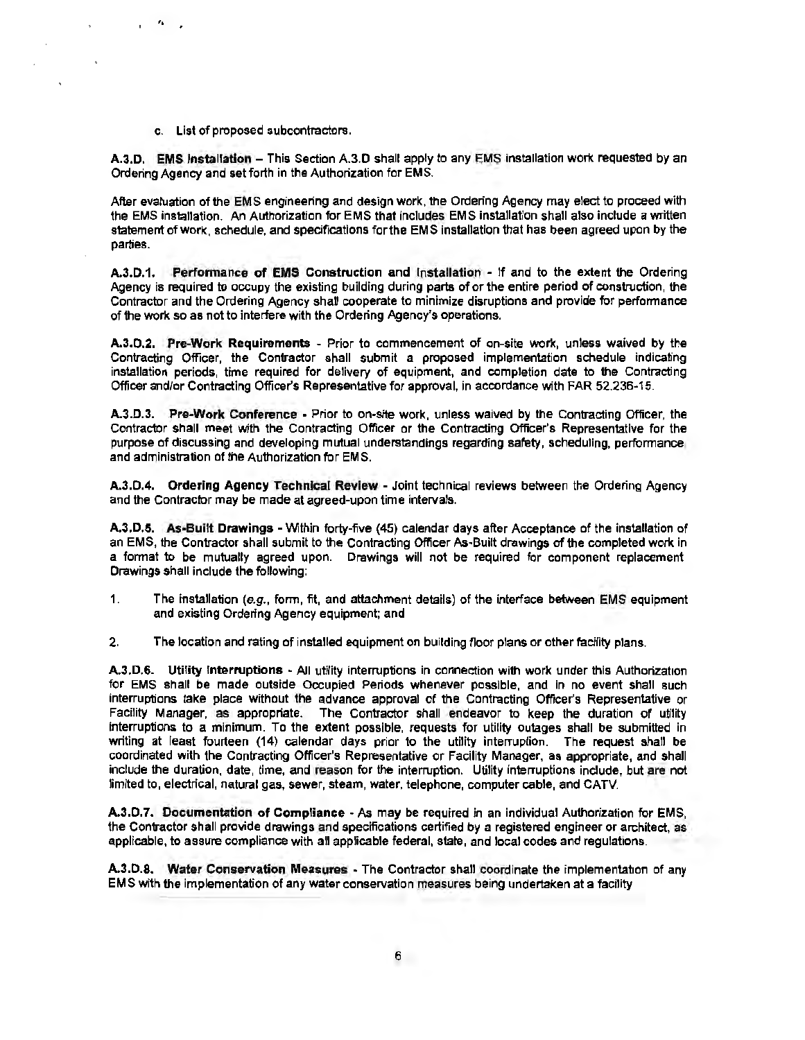c. List of proposed subcontractors.

**A.3.D. EMS Installation** – This Section A.3.D shall apply to any EMS installation work requested by an Ordering Agency and set forth in the Authorization for EMS.

After evaluation of the EMS engineering and design work, the Ordering Agency may elect to proceed with the EMS installation. An Authorization for EMS that includes EMS installation shall also include a written statement of work, schedule, and specifications for the EMS installation that has been agreed upon by the parties.

**A.3.D.1. Performance of EMS Construction and Installation** - If and to the extent the Ordering Agency is required to occupy the existing building during parts of or the entire period of construction, the Contractor and the Ordering Agency shall cooperate to minimize disruptions and provide for performance of the work so as not to interfere with the Ordering Agency's operations.

**A.3.D.2. Pre-Work Requirements** - Prior to commencement of on-site work, unless waived by the Contracting Officer, the Contractor shall submit a proposed implementation schedule indicating installation periods, time required for delivery of equipment, and completion date to the Contracting Officer and/or Contracting Officer's Representative for approval, in accordance with FAR 52.236-15.

**A.3.D.3. Pre-Work Conference** - Prior to on-site work, unless waived by the Contracting Officer, the Contractor shall meet with the Contracting Officer or the Contracting Officer's Representative for the purpose of discussing and developing mutual understandings regarding safety, scheduling, performance and administration of the Authorization for EMS.

**A.3.D.4. Ordering Agency Technical Review** - Joint technical reviews between the Ordering Agency and the Contractor may be made at agreed-upon time intervals.

**A.3.D.5. As-Built Drawings** - Within forty-five (45) calendar days after Acceptance of the installation of an EMS, the Contractor shall submit to the Contracting Officer As-Built drawings of the completed work in a format to be mutually agreed upon. Drawings will not be required for component replacement. Drawings shall include the following:

1. The installation (*e.g.*, form, fit, and attachment details) of the interface between EMS equipment and existing Ordering Agency equipment; and

2. The location and rating of installed equipment on building floor plans or other facility plans.

**A.3.D.6. Utility Interruptions** - All utility interruptions in connection with work under this Authorization for EMS shall be made outside Occupied Periods whenever possible, and in no event shall such interruptions take place without the advance approval of the Contracting Officer's Representative or Facility Manager, as appropriate. The Contractor shall endeavor to keep the duration of utility interruptions to a minimum. To the extent possible, requests for utility outages shall be submitted in writing at least fourteen (14) calendar days prior to the utility interruption. The request shall be coordinated with the Contracting Officer's Representative or Facility Manager, as appropriate, and shall include the duration, date, time, and reason for the interruption. Utility interruptions include, but are not limited to, electrical, natural gas, sewer, steam, water, telephone, computer cable, and CATV.

**A.3.D.7. Documentation of Compliance** - As may be required in an individual Authorization for EMS, the Contractor shall provide drawings and specifications certified by a registered engineer or architect, as applicable, to assure compliance with all applicable federal, state, and local codes and regulations.

**A.3.D.8. Water Conservation Measures** - The Contractor shall coordinate the implementation of any EMS with the implementation of any water conservation measures being undertaken at a facility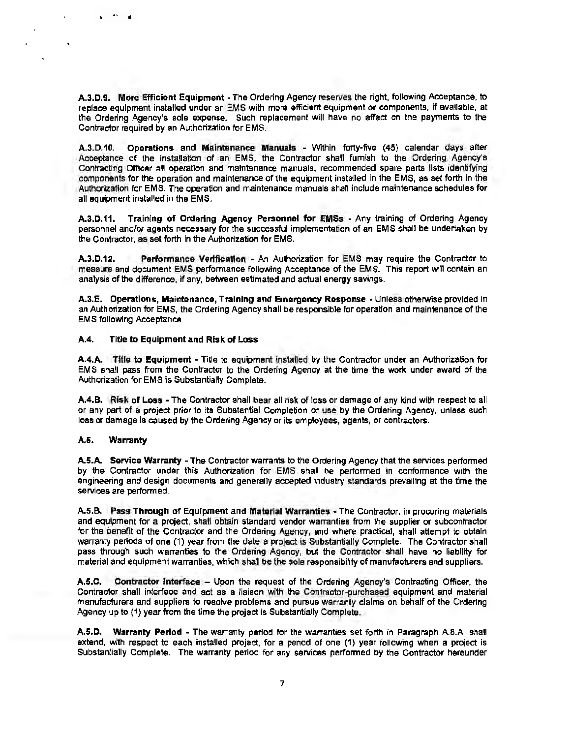**A.3.D.9. More Efficient Equipment** - The Ordering Agency reserves the right, following Acceptance, to replace equipment installed under an EMS with more efficient equipment or components, if available, at the Ordering Agency's sole expense. Such replacement will have no effect on the payments to the Contractor required by an Authorization for EMS.

**A.3.D.10. Operations and Maintenance Manuals** - Within forty-five (45) calendar days after Acceptance of the installation of an EMS, the Contractor shall furnish to the Ordering Agency's Contracting Officer all operation and maintenance manuals, recommended spare parts lists identifying components for the operation and maintenance of the equipment installed in the EMS, as set forth in the Authorization for EMS. The operation and maintenance manuals shall include maintenance schedules for all equipment installed in the EMS.

**A.3.D.11. Training of Ordering Agency Personnel for EMSs** - Any training of Ordering Agency personnel and/or agents necessary for the successful implementation of an EMS shall be undertaken by the Contractor, as set forth in the Authorization for EMS.

**A.3.D.12. Performance Verification** - An Authorization for EMS may require the Contractor to measure and document EMS performance following Acceptance of the EMS. This report will contain an analysis of the difference, if any, between estimated and actual energy savings.

**A.3.E. Operations, Maintenance, Training and Emergency Response** - Unless otherwise provided in an Authorization for EMS, the Ordering Agency shall be responsible for operation and maintenance of the EMS following Acceptance.

**A.4. Title to Equipment and Risk of Loss**

**A.4.A. Title to Equipment** - Title to equipment installed by the Contractor under an Authorization for EMS shall pass from the Contractor to the Ordering Agency at the time the work under award of the Authorization for EMS is Substantially Complete.

**A.4.B. Risk of Loss** - The Contractor shall bear all risk of loss or damage of any kind with respect to all or any part of a project prior to its Substantial Completion or use by the Ordering Agency, unless such loss or damage is caused by the Ordering Agency or its employees, agents, or contractors.

**A.5. Warranty**

**A.5.A. Service Warranty** - The Contractor warrants to the Ordering Agency that the services performed by the Contractor under this Authorization for EMS shall be performed in conformance with the engineering and design documents and generally accepted industry standards prevailing at the time the services are performed.

**A.5.B. Pass Through of Equipment and Material Warranties** - The Contractor, in procuring materials and equipment for a project, shall obtain standard vendor warranties from the supplier or subcontractor for the benefit of the Contractor and the Ordering Agency, and where practical, shall attempt to obtain warranty periods of one (1) year from the date a project is Substantially Complete. The Contractor shall pass through such warranties to the Ordering Agency, but the Contractor shall have no liability for material and equipment warranties, which shall be the sole responsibility of manufacturers and suppliers.

**A.5.C. Contractor Interface** – Upon the request of the Ordering Agency's Contracting Officer, the Contractor shall interface and act as a liaison with the Contractor-purchased equipment and material manufacturers and suppliers to resolve problems and pursue warranty claims on behalf of the Ordering Agency up to (1) year from the time the project is Substantially Complete.

**A.5.D. Warranty Period** - The warranty period for the warranties set forth in Paragraph A.8.A. shall extend, with respect to each installed project, for a period of one (1) year following when a project is Substantially Complete. The warranty period for any services performed by the Contractor hereunder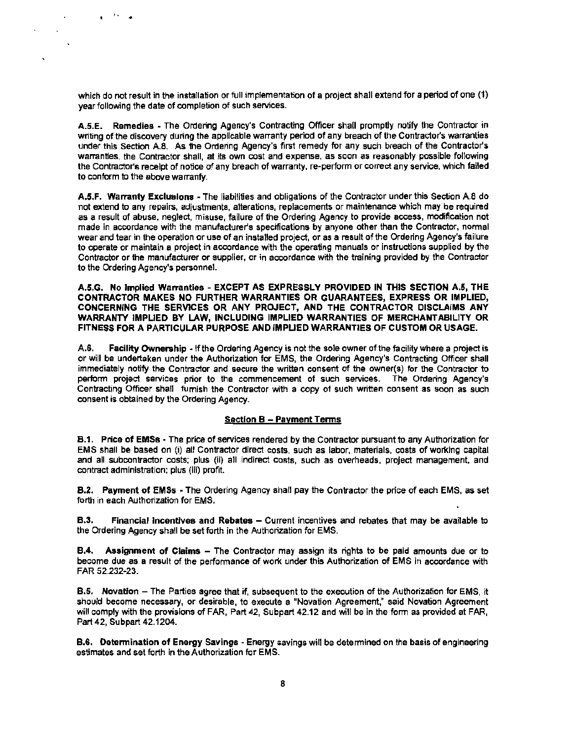which do not result in the installation or full implementation of a project shall extend for a period of one (1) year following the date of completion of such services.

**A.5.E. Remedies** - The Ordering Agency's Contracting Officer shall promptly notify the Contractor in writing of the discovery during the applicable warranty period of any breach of the Contractor's warranties under this Section A.8. As the Ordering Agency's first remedy for any such breach of the Contractor's warranties, the Contractor shall, at its own cost and expense, as soon as reasonably possible following the Contractor's receipt of notice of any breach of warranty, re-perform or correct any service, which failed to conform to the above warranty.

**A.5.F. Warranty Exclusions** - The liabilities and obligations of the Contractor under this Section A.8 do not extend to any repairs, adjustments, alterations, replacements or maintenance which may be required as a result of abuse, neglect, misuse, failure of the Ordering Agency to provide access, modification not made in accordance with the manufacturer's specifications by anyone other than the Contractor, normal wear and tear in the operation or use of an installed project, or as a result of the Ordering Agency's failure to operate or maintain a project in accordance with the operating manuals or instructions supplied by the Contractor or the manufacturer or supplier, or in accordance with the training provided by the Contractor to the Ordering Agency's personnel.

**A.5.G. No Implied Warranties - EXCEPT AS EXPRESSLY PROVIDED IN THIS SECTION A.5, THE CONTRACTOR MAKES NO FURTHER WARRANTIES OR GUARANTEES, EXPRESS OR IMPLIED, CONCERNING THE SERVICES OR ANY PROJECT, AND THE CONTRACTOR DISCLAIMS ANY WARRANTY IMPLIED BY LAW, INCLUDING IMPLIED WARRANTIES OF MERCHANTABILITY OR FITNESS FOR A PARTICULAR PURPOSE AND IMPLIED WARRANTIES OF CUSTOM OR USAGE.**

A.6. **Facility Ownership** - If the Ordering Agency is not the sole owner of the facility where a project is or will be undertaken under the Authorization for EMS, the Ordering Agency's Contracting Officer shall immediately notify the Contractor and secure the written consent of the owner(s) for the Contractor to perform project services prior to the commencement of such services. The Ordering Agency's Contracting Officer shall furnish the Contractor with a copy of such written consent as soon as such consent is obtained by the Ordering Agency.

## Section B – Payment Terms

**B.1. Price of EMSs** - The price of services rendered by the Contractor pursuant to any Authorization for EMS shall be based on (i) all Contractor direct costs, such as labor, materials, costs of working capital and all subcontractor costs; plus (ii) all indirect costs, such as overheads, project management, and contract administration; plus (iii) profit.

**B.2. Payment of EMSs** - The Ordering Agency shall pay the Contractor the price of each EMS, as set forth in each Authorization for EMS.

**B.3. Financial Incentives and Rebates** – Current incentives and rebates that may be available to the Ordering Agency shall be set forth in the Authorization for EMS.

**B.4. Assignment of Claims** – The Contractor may assign its rights to be paid amounts due or to become due as a result of the performance of work under this Authorization of EMS in accordance with FAR 52.232-23.

**B.5. Novation** – The Parties agree that if, subsequent to the execution of the Authorization for EMS, it should become necessary, or desirable, to execute a "Novation Agreement," said Novation Agreement will comply with the provisions of FAR, Part 42, Subpart 42.12 and will be in the form as provided at FAR, Part 42, Subpart 42.1204.

**B.6. Determination of Energy Savings** - Energy savings will be determined on the basis of engineering estimates and set forth in the Authorization for EMS.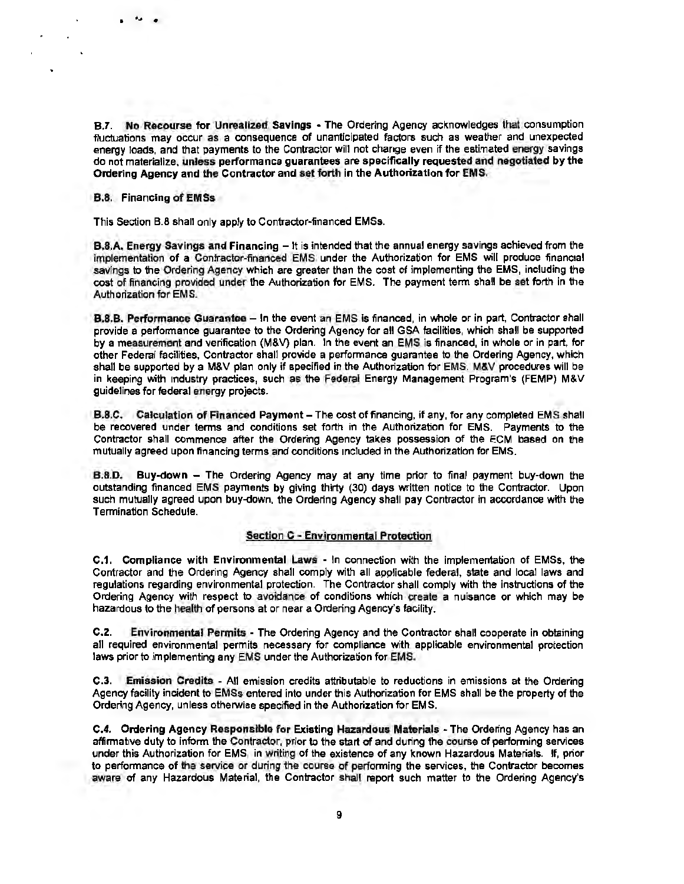**B.7. No Recourse for Unrealized Savings** - The Ordering Agency acknowledges that consumption fluctuations may occur as a consequence of unanticipated factors such as weather and unexpected energy loads, and that payments to the Contractor will not change even if the estimated energy savings do not materialize, **unless performance guarantees are specifically requested and negotiated by the Ordering Agency and the Contractor and set forth in the Authorization for EMS.**

**B.8. Financing of EMSs**

This Section B.8 shall only apply to Contractor-financed EMSs.

**B.8.A. Energy Savings and Financing** – It is intended that the annual energy savings achieved from the implementation of a Contractor-financed EMS under the Authorization for EMS will produce financial savings to the Ordering Agency which are greater than the cost of implementing the EMS, including the cost of financing provided under the Authorization for EMS. The payment term shall be set forth in the Authorization for EMS.

**B.8.B. Performance Guarantee** – In the event an EMS is financed, in whole or in part, Contractor shall provide a performance guarantee to the Ordering Agency for all GSA facilities, which shall be supported by a measurement and verification (M&V) plan. In the event an EMS is financed, in whole or in part, for other Federal facilities, Contractor shall provide a performance guarantee to the Ordering Agency, which shall be supported by a M&V plan only if specified in the Authorization for EMS. M&V procedures will be in keeping with industry practices, such as the Federal Energy Management Program's (FEMP) M&V guidelines for federal energy projects.

**B.8.C. Calculation of Financed Payment** – The cost of financing, if any, for any completed EMS shall be recovered under terms and conditions set forth in the Authorization for EMS. Payments to the Contractor shall commence after the Ordering Agency takes possession of the ECM based on the mutually agreed upon financing terms and conditions included in the Authorization for EMS.

**B.8.D. Buy-down** – The Ordering Agency may at any time prior to final payment buy-down the outstanding financed EMS payments by giving thirty (30) days written notice to the Contractor. Upon such mutually agreed upon buy-down, the Ordering Agency shall pay Contractor in accordance with the Termination Schedule.

## Section C - Environmental Protection

**C.1. Compliance with Environmental Laws** - In connection with the implementation of EMSs, the Contractor and the Ordering Agency shall comply with all applicable federal, state and local laws and regulations regarding environmental protection. The Contractor shall comply with the instructions of the Ordering Agency with respect to avoidance of conditions which create a nuisance or which may be hazardous to the health of persons at or near a Ordering Agency's facility.

**C.2. Environmental Permits** - The Ordering Agency and the Contractor shall cooperate in obtaining all required environmental permits necessary for compliance with applicable environmental protection laws prior to implementing any EMS under the Authorization for EMS.

**C.3. Emission Credits** - All emission credits attributable to reductions in emissions at the Ordering Agency facility incident to EMSs entered into under this Authorization for EMS shall be the property of the Ordering Agency, unless otherwise specified in the Authorization for EMS.

**C.4. Ordering Agency Responsible for Existing Hazardous Materials** - The Ordering Agency has an affirmative duty to inform the Contractor, prior to the start of and during the course of performing services under this Authorization for EMS, in writing of the existence of any known Hazardous Materials. If, prior to performance of the service or during the course of performing the services, the Contractor becomes aware of any Hazardous Material, the Contractor shall report such matter to the Ordering Agency's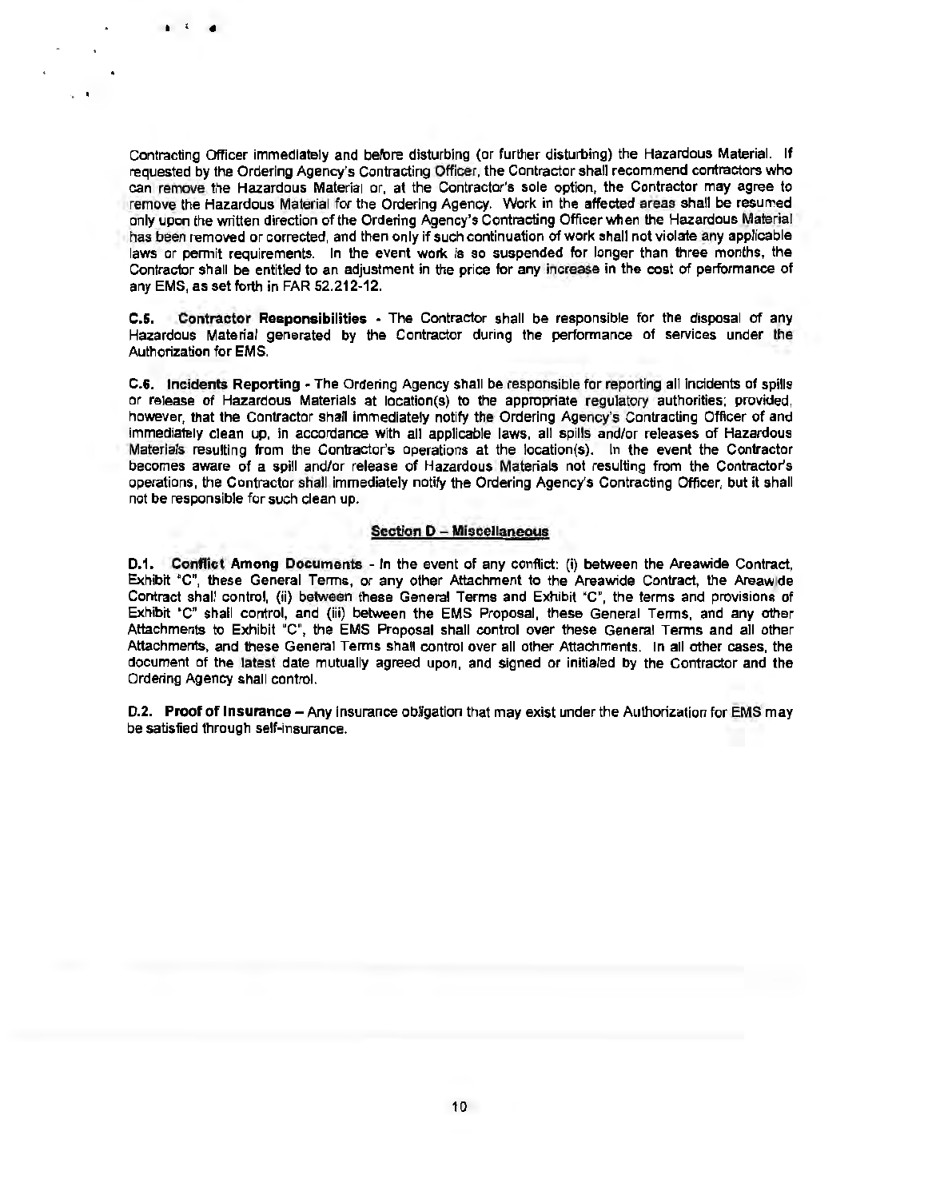Contracting Officer immediately and before disturbing (or further disturbing) the Hazardous Material. If requested by the Ordering Agency's Contracting Officer, the Contractor shall recommend contractors who can remove the Hazardous Material or, at the Contractor's sole option, the Contractor may agree to remove the Hazardous Material for the Ordering Agency. Work in the affected areas shall be resumed only upon the written direction of the Ordering Agency's Contracting Officer when the Hazardous Material has been removed or corrected, and then only if such continuation of work shall not violate any applicable laws or permit requirements. In the event work is so suspended for longer than three months, the Contractor shall be entitled to an adjustment in the price for any increase in the cost of performance of any EMS, as set forth in FAR 52.212-12.

**C.5. Contractor Responsibilities** - The Contractor shall be responsible for the disposal of any Hazardous Material generated by the Contractor during the performance of services under the Authorization for EMS.

**C.6. Incidents Reporting** - The Ordering Agency shall be responsible for reporting all incidents of spills or release of Hazardous Materials at location(s) to the appropriate regulatory authorities; provided, however, that the Contractor shall immediately notify the Ordering Agency's Contracting Officer of and immediately clean up, in accordance with all applicable laws, all spills and/or releases of Hazardous Materials resulting from the Contractor's operations at the location(s). In the event the Contractor becomes aware of a spill and/or release of Hazardous Materials not resulting from the Contractor's operations, the Contractor shall immediately notify the Ordering Agency's Contracting Officer, but it shall not be responsible for such clean up.

## Section D – Miscellaneous

**D.1. Conflict Among Documents** - In the event of any conflict: (i) between the Areawide Contract, Exhibit "C", these General Terms, or any other Attachment to the Areawide Contract, the Areawide Contract shall control, (ii) between these General Terms and Exhibit "C", the terms and provisions of Exhibit "C" shall control, and (iii) between the EMS Proposal, these General Terms, and any other Attachments to Exhibit "C", the EMS Proposal shall control over these General Terms and all other Attachments, and these General Terms shall control over all other Attachments. In all other cases, the document of the latest date mutually agreed upon, and signed or initialed by the Contractor and the Ordering Agency shall control.

**D.2. Proof of Insurance** – Any insurance obligation that may exist under the Authorization for EMS may be satisfied through self-insurance.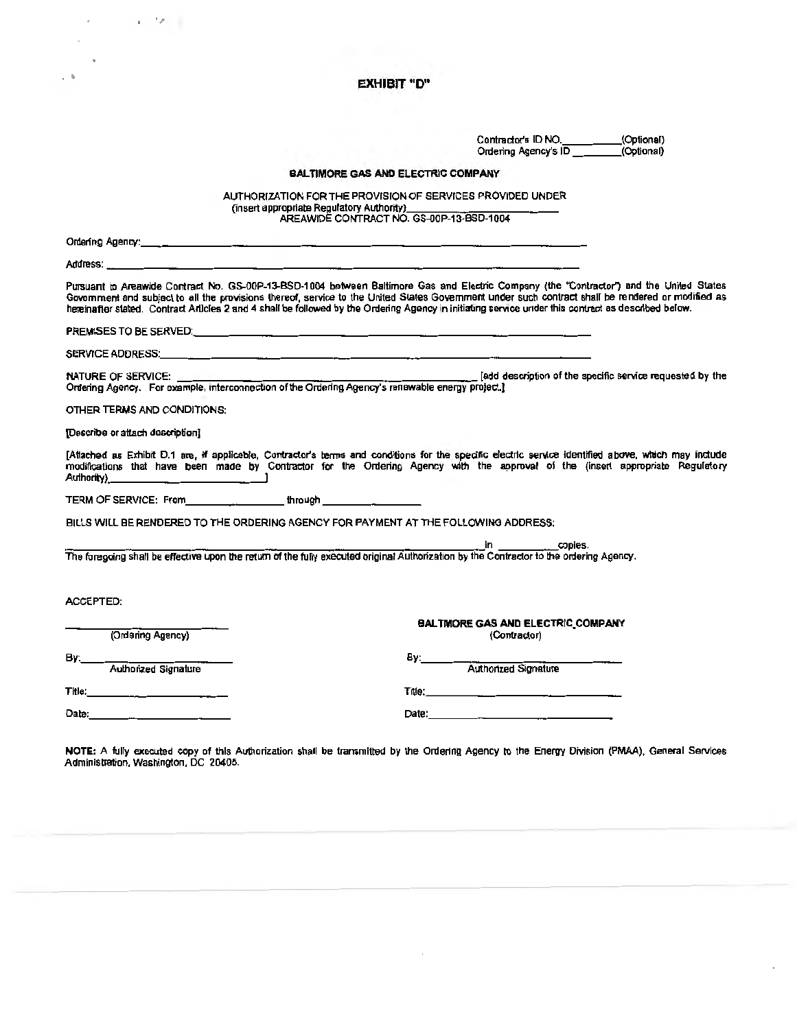# EXHIBIT "D"

Contractor's ID NO.__________(Optional)
Ordering Agency's ID ________(Optional)

**BALTIMORE GAS AND ELECTRIC COMPANY**

AUTHORIZATION FOR THE PROVISION OF SERVICES PROVIDED UNDER
(insert appropriate Regulatory Authority)________________________
AREAWIDE CONTRACT NO. GS-00P-13-BSD-1004

Ordering Agency:________________________________________________

Address: ________________________________________________

Pursuant to Areawide Contract No. GS-00P-13-BSD-1004 between Baltimore Gas and Electric Company (the "Contractor") and the United States Government and subject to all the provisions thereof, service to the United States Government under such contract shall be rendered or modified as hereinafter stated. Contract Articles 2 and 4 shall be followed by the Ordering Agency in initiating service under this contract as described below.

PREMISES TO BE SERVED:________________________________________________

SERVICE ADDRESS:________________________________________________

NATURE OF SERVICE: ________________________________________ [add description of the specific service requested by the Ordering Agency. For example, interconnection of the Ordering Agency's renewable energy project.]

OTHER TERMS AND CONDITIONS:

[Describe or attach description]

[Attached as Exhibit D.1 are, if applicable, Contractor's terms and conditions for the specific electric service identified above, which may include modifications that have been made by Contractor for the Ordering Agency with the approval of the (insert appropriate Regulatory Authority)________________________]

TERM OF SERVICE: From________________ through ________________

BILLS WILL BE RENDERED TO THE ORDERING AGENCY FOR PAYMENT AT THE FOLLOWING ADDRESS:

________________________________________________ in __________copies.

The foregoing shall be effective upon the return of the fully executed original Authorization by the Contractor to the ordering Agency.

ACCEPTED:

| | |
|---|---|
| ________________________<br>(Ordering Agency) | **BALTIMORE GAS AND ELECTRIC COMPANY**<br>(Contractor) |
| By:________________________<br>Authorized Signature | By:________________________<br>Authorized Signature |
| Title:________________________ | Title:________________________ |
| Date:________________________ | Date:________________________ |

**NOTE:** A fully executed copy of this Authorization shall be transmitted by the Ordering Agency to the Energy Division (PMAA), General Services Administration, Washington, DC 20405.